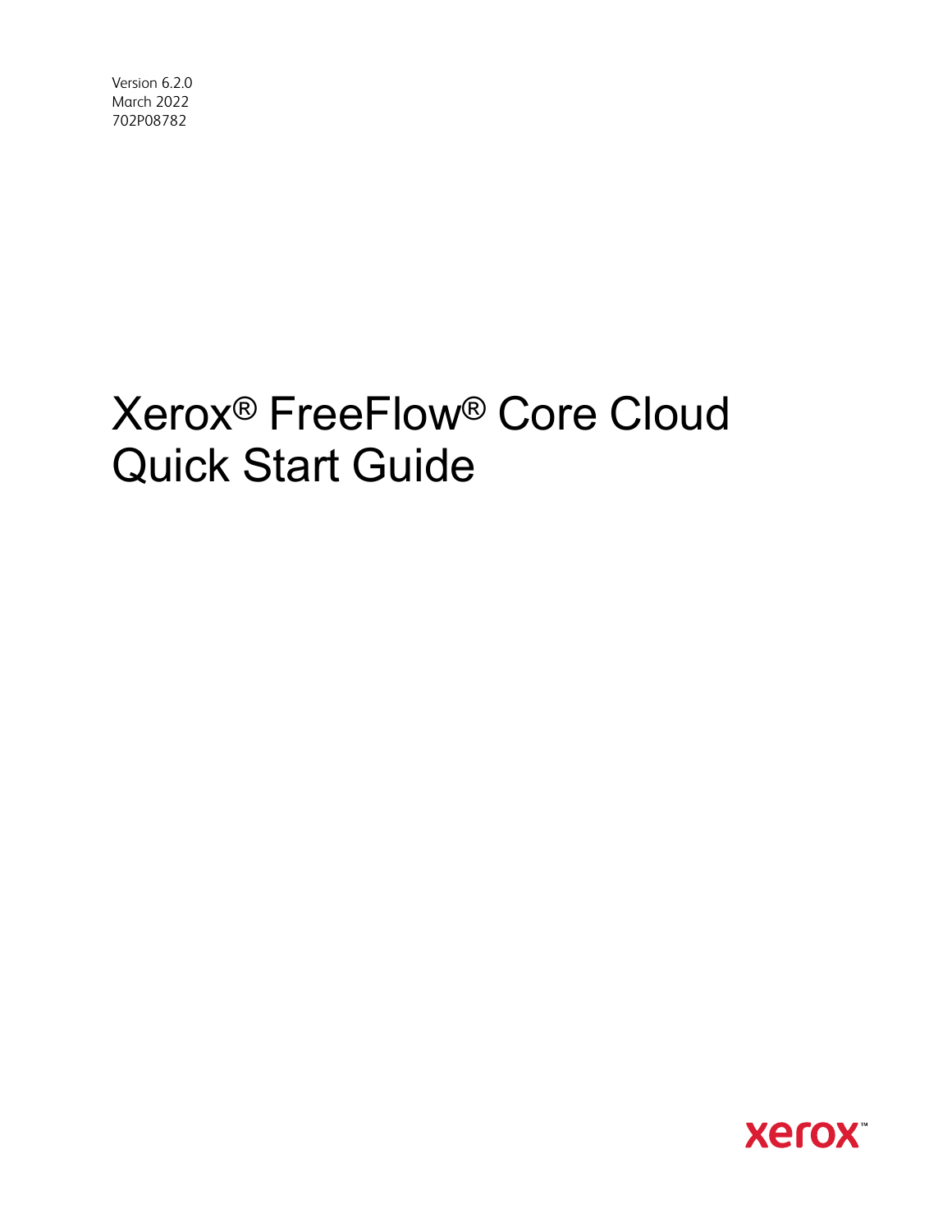Version 6.2.0
March 2022
702P08782

# Xerox® FreeFlow® Core Cloud Quick Start Guide

xerox™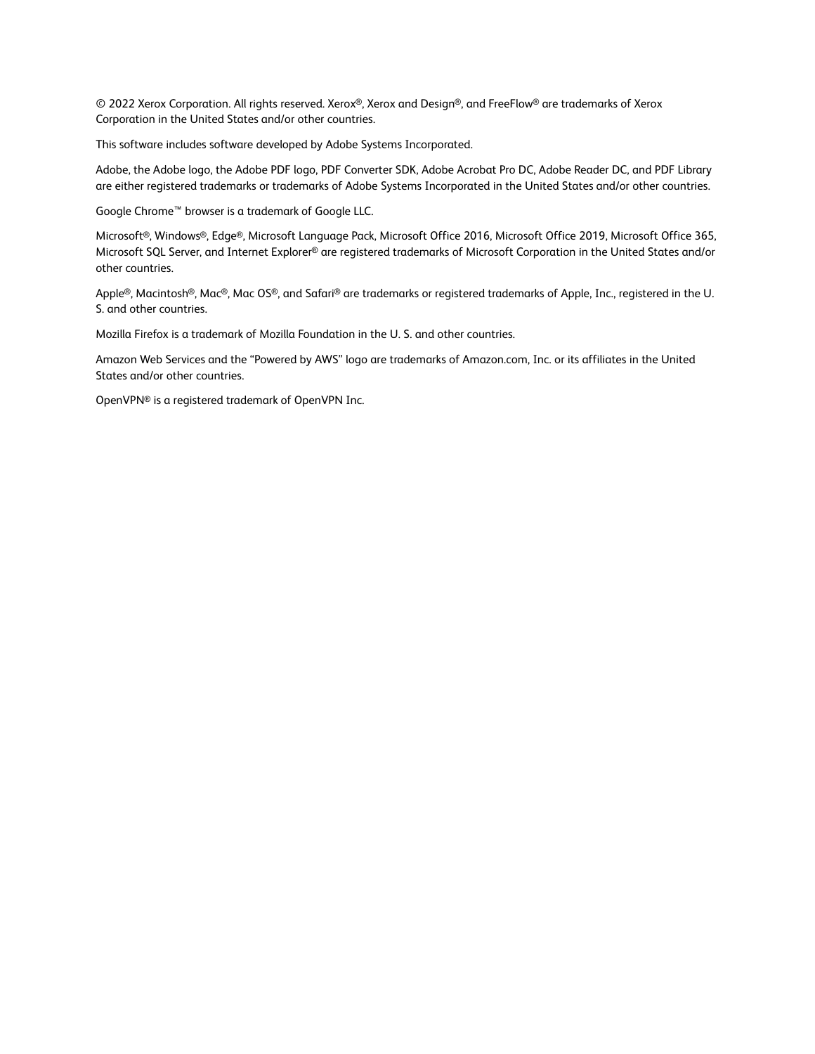© 2022 Xerox Corporation. All rights reserved. Xerox®, Xerox and Design®, and FreeFlow® are trademarks of Xerox Corporation in the United States and/or other countries.

This software includes software developed by Adobe Systems Incorporated.

Adobe, the Adobe logo, the Adobe PDF logo, PDF Converter SDK, Adobe Acrobat Pro DC, Adobe Reader DC, and PDF Library are either registered trademarks or trademarks of Adobe Systems Incorporated in the United States and/or other countries.

Google Chrome™ browser is a trademark of Google LLC.

Microsoft®, Windows®, Edge®, Microsoft Language Pack, Microsoft Office 2016, Microsoft Office 2019, Microsoft Office 365, Microsoft SQL Server, and Internet Explorer® are registered trademarks of Microsoft Corporation in the United States and/or other countries.

Apple®, Macintosh®, Mac®, Mac OS®, and Safari® are trademarks or registered trademarks of Apple, Inc., registered in the U. S. and other countries.

Mozilla Firefox is a trademark of Mozilla Foundation in the U. S. and other countries.

Amazon Web Services and the "Powered by AWS" logo are trademarks of Amazon.com, Inc. or its affiliates in the United States and/or other countries.

OpenVPN® is a registered trademark of OpenVPN Inc.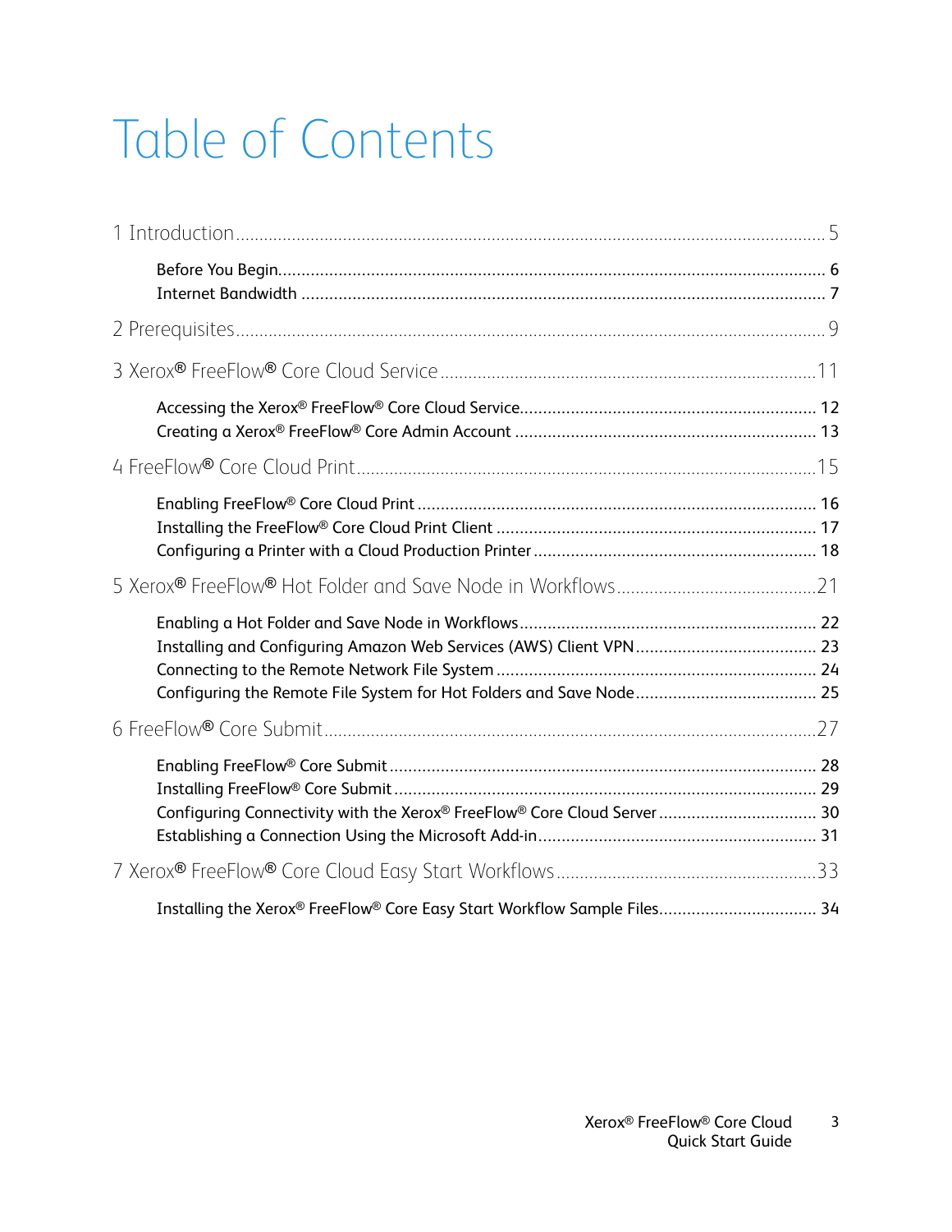# Table of Contents

1 Introduction ..... 5

- Before You Begin ..... 6
- Internet Bandwidth ..... 7

2 Prerequisites ..... 9

3 Xerox® FreeFlow® Core Cloud Service ..... 11

- Accessing the Xerox® FreeFlow® Core Cloud Service ..... 12
- Creating a Xerox® FreeFlow® Core Admin Account ..... 13

4 FreeFlow® Core Cloud Print ..... 15

- Enabling FreeFlow® Core Cloud Print ..... 16
- Installing the FreeFlow® Core Cloud Print Client ..... 17
- Configuring a Printer with a Cloud Production Printer ..... 18

5 Xerox® FreeFlow® Hot Folder and Save Node in Workflows ..... 21

- Enabling a Hot Folder and Save Node in Workflows ..... 22
- Installing and Configuring Amazon Web Services (AWS) Client VPN ..... 23
- Connecting to the Remote Network File System ..... 24
- Configuring the Remote File System for Hot Folders and Save Node ..... 25

6 FreeFlow® Core Submit ..... 27

- Enabling FreeFlow® Core Submit ..... 28
- Installing FreeFlow® Core Submit ..... 29
- Configuring Connectivity with the Xerox® FreeFlow® Core Cloud Server ..... 30
- Establishing a Connection Using the Microsoft Add-in ..... 31

7 Xerox® FreeFlow® Core Cloud Easy Start Workflows ..... 33

- Installing the Xerox® FreeFlow® Core Easy Start Workflow Sample Files ..... 34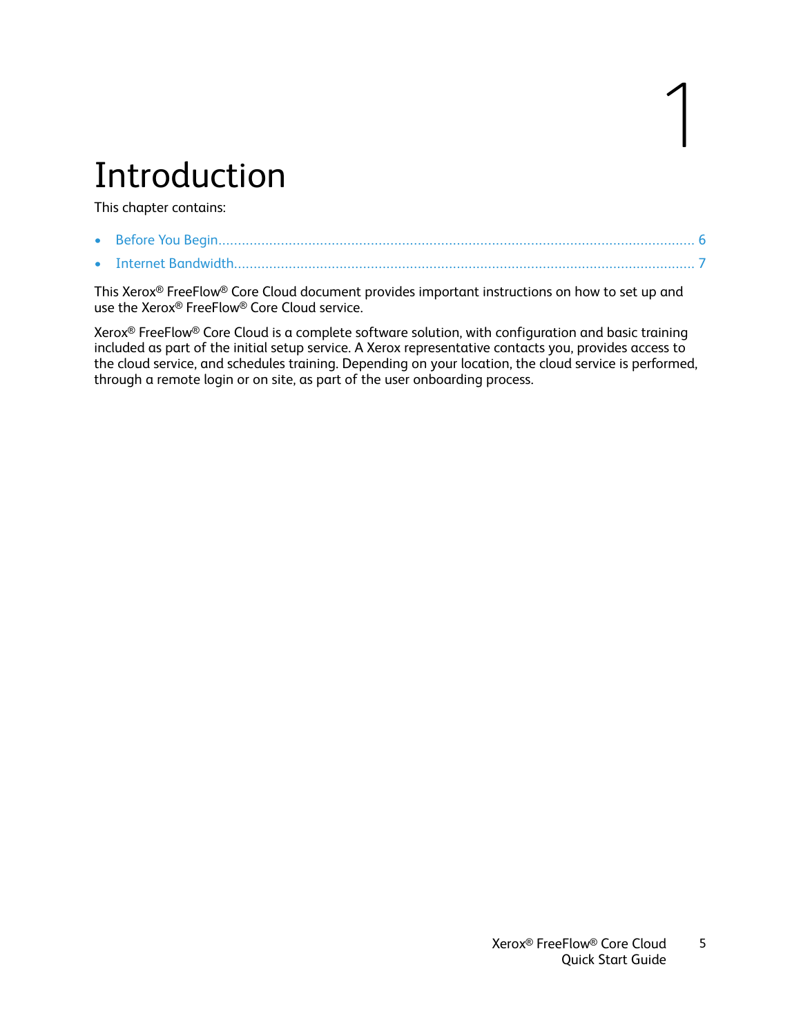# 1 Introduction

This chapter contains:

- Before You Begin...... 6
- Internet Bandwidth...... 7

This Xerox® FreeFlow® Core Cloud document provides important instructions on how to set up and use the Xerox® FreeFlow® Core Cloud service.

Xerox® FreeFlow® Core Cloud is a complete software solution, with configuration and basic training included as part of the initial setup service. A Xerox representative contacts you, provides access to the cloud service, and schedules training. Depending on your location, the cloud service is performed, through a remote login or on site, as part of the user onboarding process.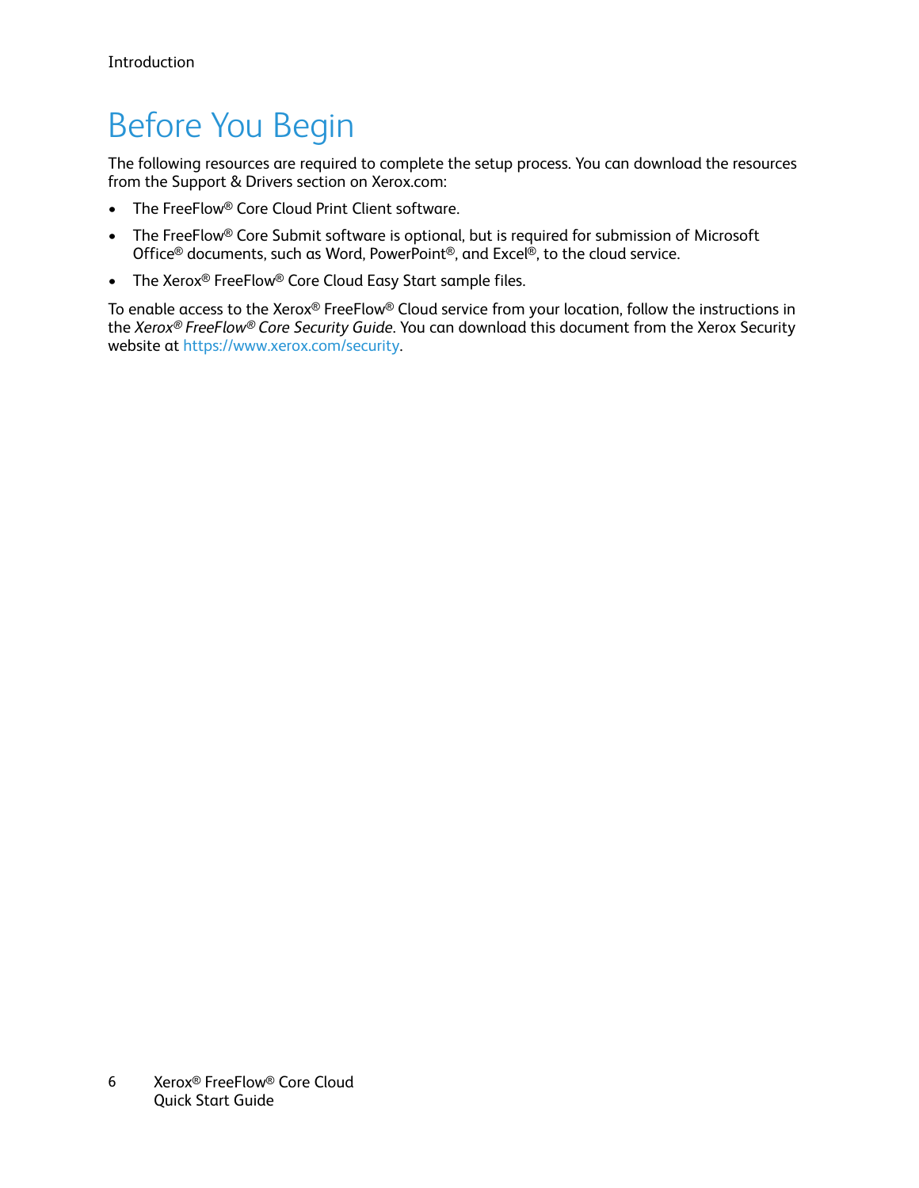# Before You Begin

The following resources are required to complete the setup process. You can download the resources from the Support & Drivers section on Xerox.com:

- The FreeFlow® Core Cloud Print Client software.
- The FreeFlow® Core Submit software is optional, but is required for submission of Microsoft Office® documents, such as Word, PowerPoint®, and Excel®, to the cloud service.
- The Xerox® FreeFlow® Core Cloud Easy Start sample files.

To enable access to the Xerox® FreeFlow® Cloud service from your location, follow the instructions in the *Xerox® FreeFlow® Core Security Guide*. You can download this document from the Xerox Security website at https://www.xerox.com/security.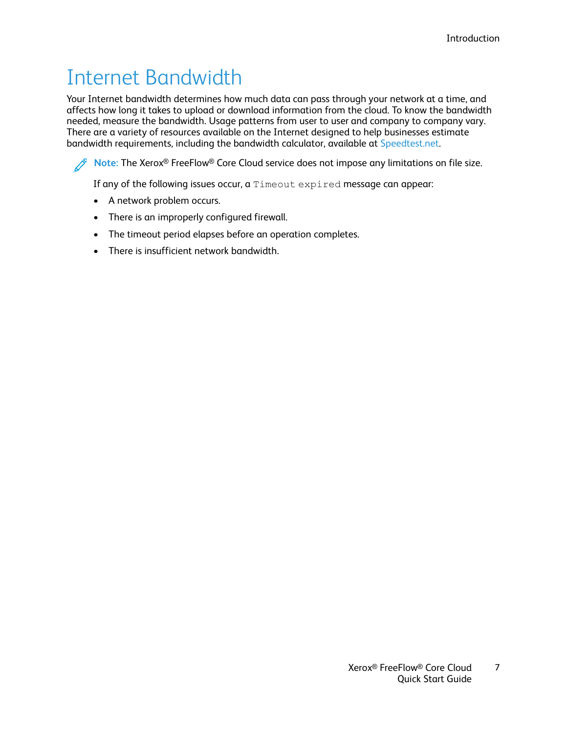# Internet Bandwidth

Your Internet bandwidth determines how much data can pass through your network at a time, and affects how long it takes to upload or download information from the cloud. To know the bandwidth needed, measure the bandwidth. Usage patterns from user to user and company to company vary. There are a variety of resources available on the Internet designed to help businesses estimate bandwidth requirements, including the bandwidth calculator, available at Speedtest.net.

**Note:** The Xerox® FreeFlow® Core Cloud service does not impose any limitations on file size.

If any of the following issues occur, a `Timeout expired` message can appear:

- A network problem occurs.
- There is an improperly configured firewall.
- The timeout period elapses before an operation completes.
- There is insufficient network bandwidth.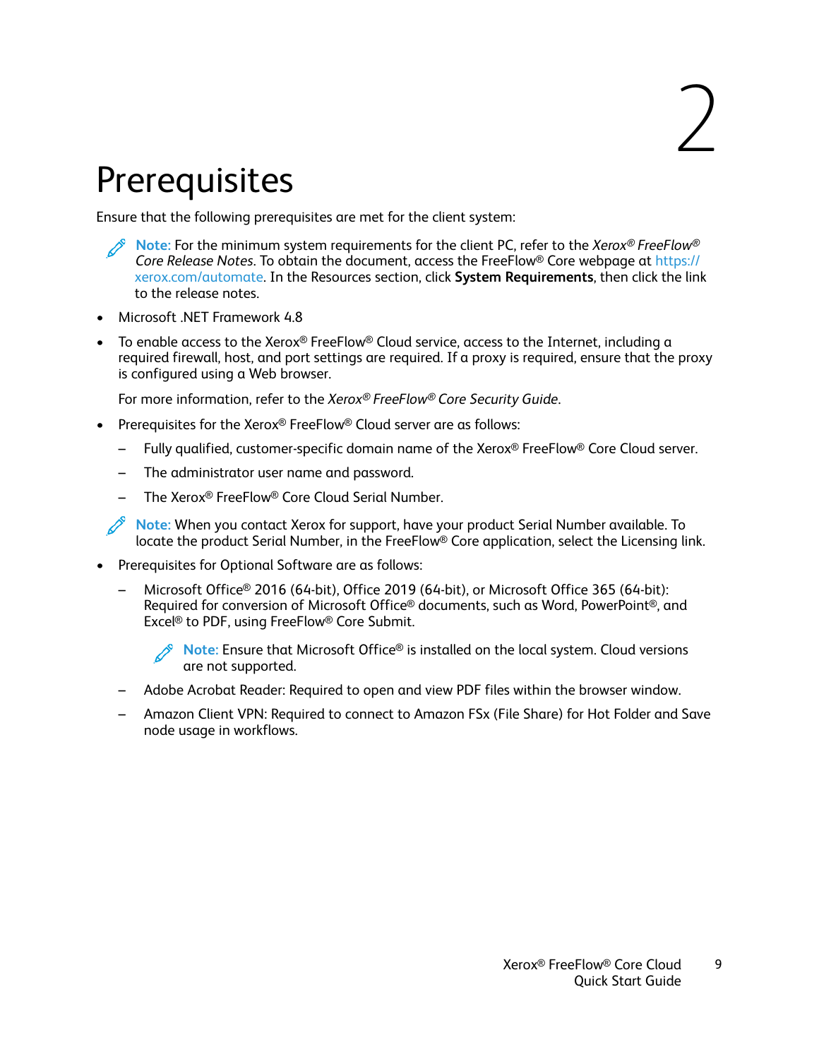# 2 Prerequisites

Ensure that the following prerequisites are met for the client system:

> **Note:** For the minimum system requirements for the client PC, refer to the *Xerox® FreeFlow® Core Release Notes*. To obtain the document, access the FreeFlow® Core webpage at https://xerox.com/automate. In the Resources section, click **System Requirements**, then click the link to the release notes.

- Microsoft .NET Framework 4.8
- To enable access to the Xerox® FreeFlow® Cloud service, access to the Internet, including a required firewall, host, and port settings are required. If a proxy is required, ensure that the proxy is configured using a Web browser.

  For more information, refer to the *Xerox® FreeFlow® Core Security Guide*.
- Prerequisites for the Xerox® FreeFlow® Cloud server are as follows:
  - Fully qualified, customer-specific domain name of the Xerox® FreeFlow® Core Cloud server.
  - The administrator user name and password.
  - The Xerox® FreeFlow® Core Cloud Serial Number.

> **Note:** When you contact Xerox for support, have your product Serial Number available. To locate the product Serial Number, in the FreeFlow® Core application, select the Licensing link.

- Prerequisites for Optional Software are as follows:
  - Microsoft Office® 2016 (64-bit), Office 2019 (64-bit), or Microsoft Office 365 (64-bit): Required for conversion of Microsoft Office® documents, such as Word, PowerPoint®, and Excel® to PDF, using FreeFlow® Core Submit.

    > **Note:** Ensure that Microsoft Office® is installed on the local system. Cloud versions are not supported.
  - Adobe Acrobat Reader: Required to open and view PDF files within the browser window.
  - Amazon Client VPN: Required to connect to Amazon FSx (File Share) for Hot Folder and Save node usage in workflows.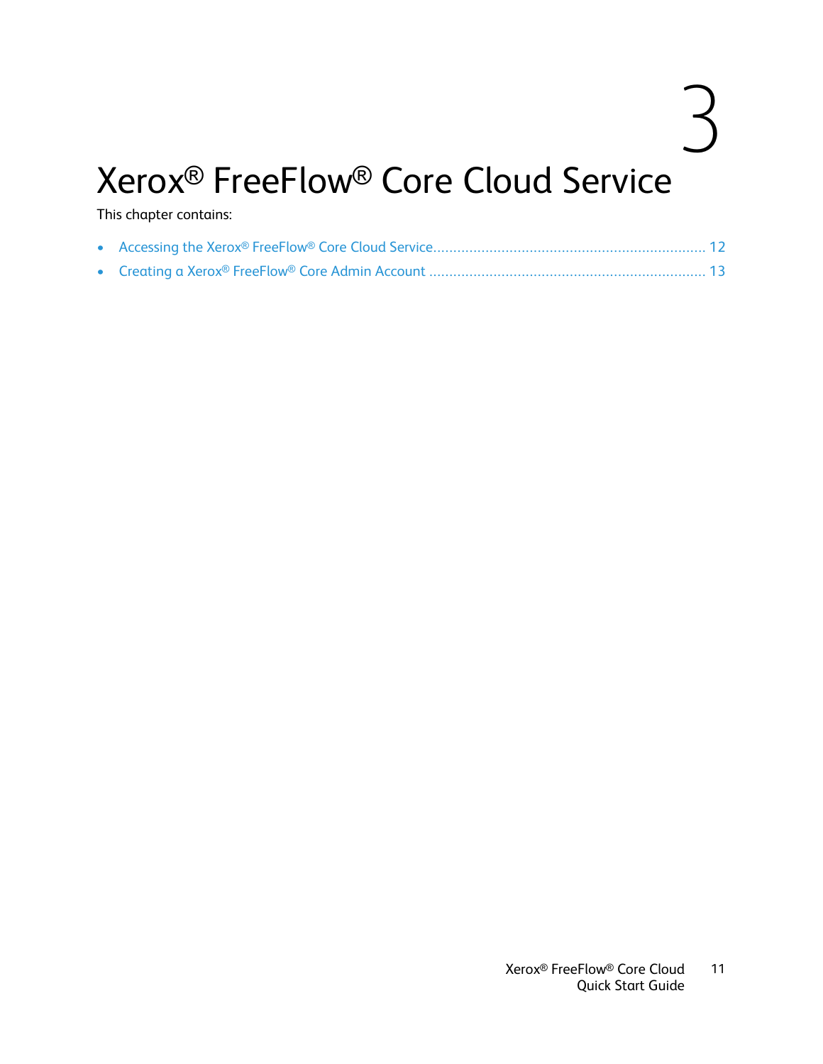# 3 Xerox® FreeFlow® Core Cloud Service

This chapter contains:

- Accessing the Xerox® FreeFlow® Core Cloud Service ........................................................ 12
- Creating a Xerox® FreeFlow® Core Admin Account .......................................................... 13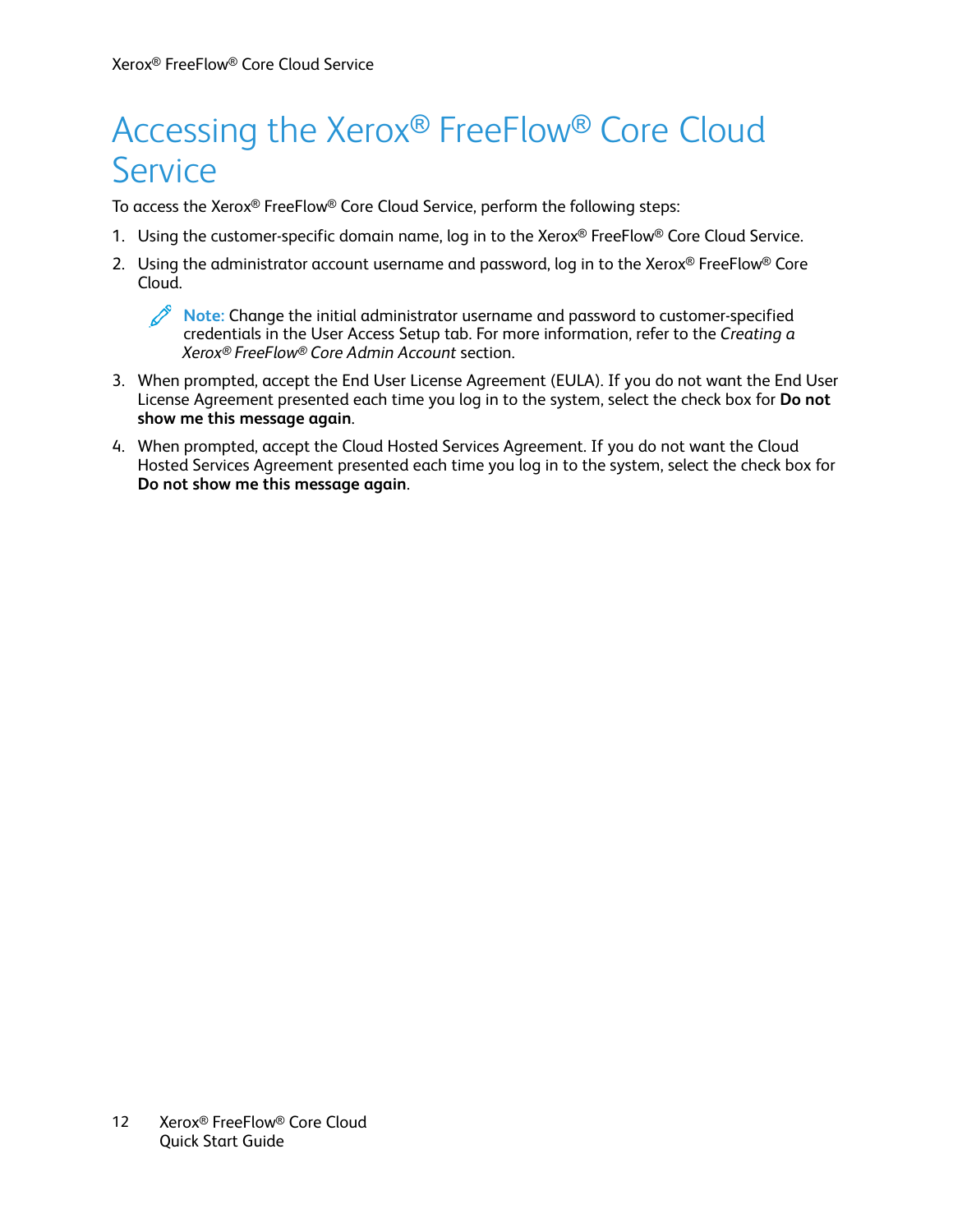# Accessing the Xerox® FreeFlow® Core Cloud Service

To access the Xerox® FreeFlow® Core Cloud Service, perform the following steps:

1. Using the customer-specific domain name, log in to the Xerox® FreeFlow® Core Cloud Service.
2. Using the administrator account username and password, log in to the Xerox® FreeFlow® Core Cloud.

   **Note:** Change the initial administrator username and password to customer-specified credentials in the User Access Setup tab. For more information, refer to the *Creating a Xerox® FreeFlow® Core Admin Account* section.

3. When prompted, accept the End User License Agreement (EULA). If you do not want the End User License Agreement presented each time you log in to the system, select the check box for **Do not show me this message again**.
4. When prompted, accept the Cloud Hosted Services Agreement. If you do not want the Cloud Hosted Services Agreement presented each time you log in to the system, select the check box for **Do not show me this message again**.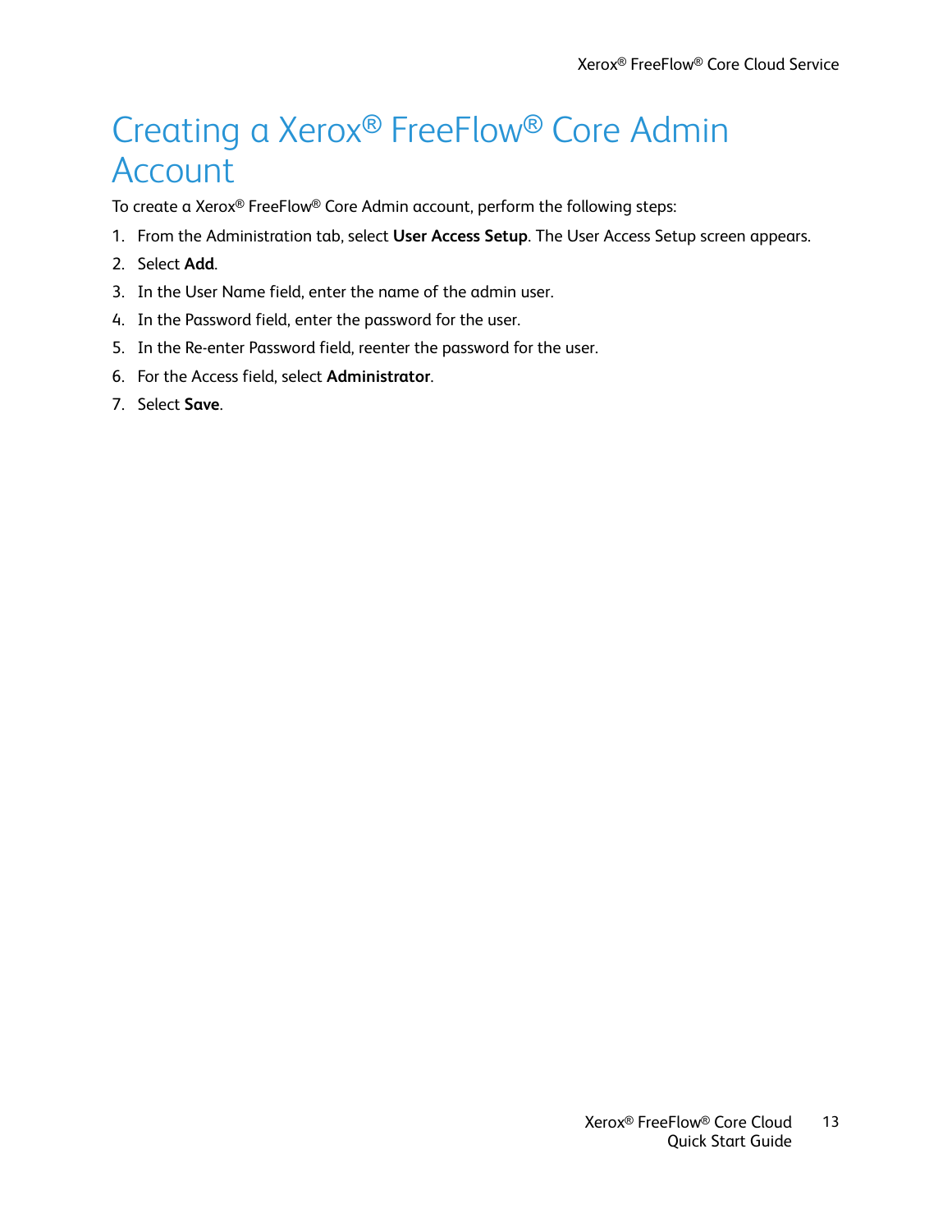# Creating a Xerox® FreeFlow® Core Admin Account

To create a Xerox® FreeFlow® Core Admin account, perform the following steps:

1. From the Administration tab, select **User Access Setup**. The User Access Setup screen appears.
2. Select **Add**.
3. In the User Name field, enter the name of the admin user.
4. In the Password field, enter the password for the user.
5. In the Re-enter Password field, reenter the password for the user.
6. For the Access field, select **Administrator**.
7. Select **Save**.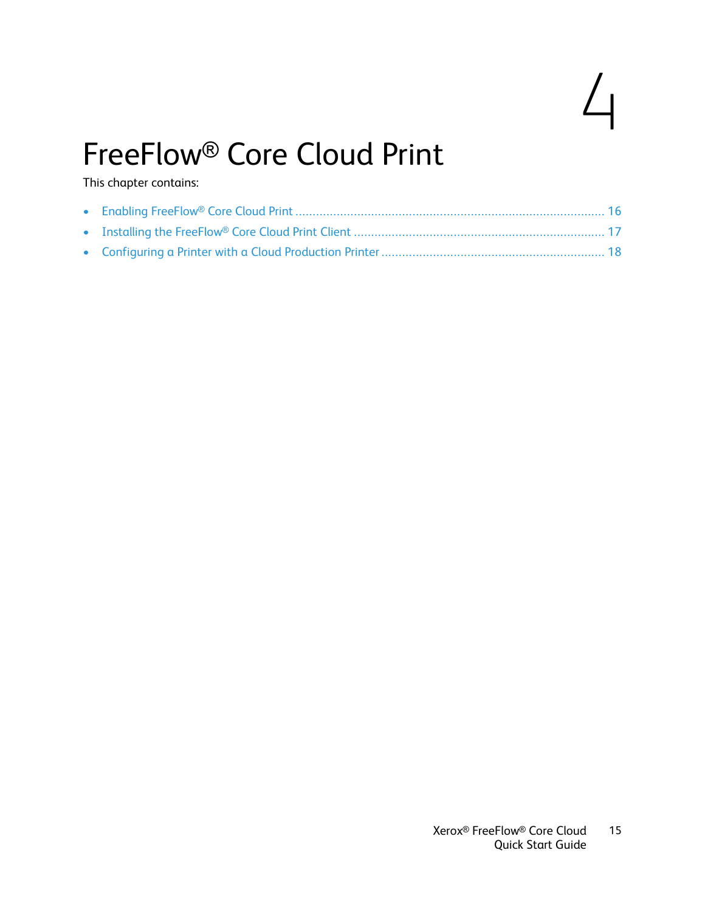# 4 FreeFlow® Core Cloud Print

This chapter contains:

- Enabling FreeFlow® Core Cloud Print ........................................................................................ 16
- Installing the FreeFlow® Core Cloud Print Client ........................................................................ 17
- Configuring a Printer with a Cloud Production Printer ................................................................. 18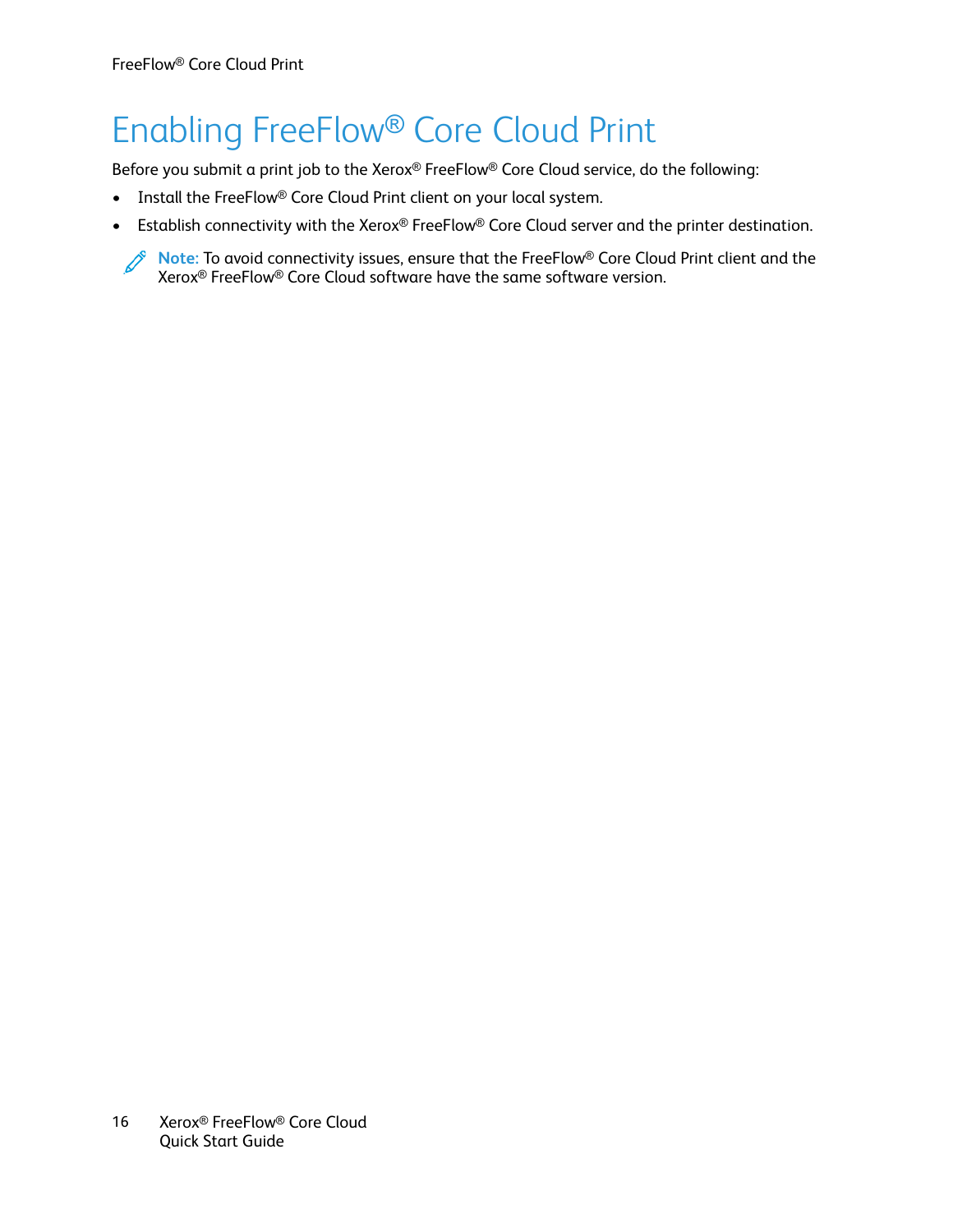# Enabling FreeFlow® Core Cloud Print

Before you submit a print job to the Xerox® FreeFlow® Core Cloud service, do the following:

- Install the FreeFlow® Core Cloud Print client on your local system.
- Establish connectivity with the Xerox® FreeFlow® Core Cloud server and the printer destination.

**Note:** To avoid connectivity issues, ensure that the FreeFlow® Core Cloud Print client and the Xerox® FreeFlow® Core Cloud software have the same software version.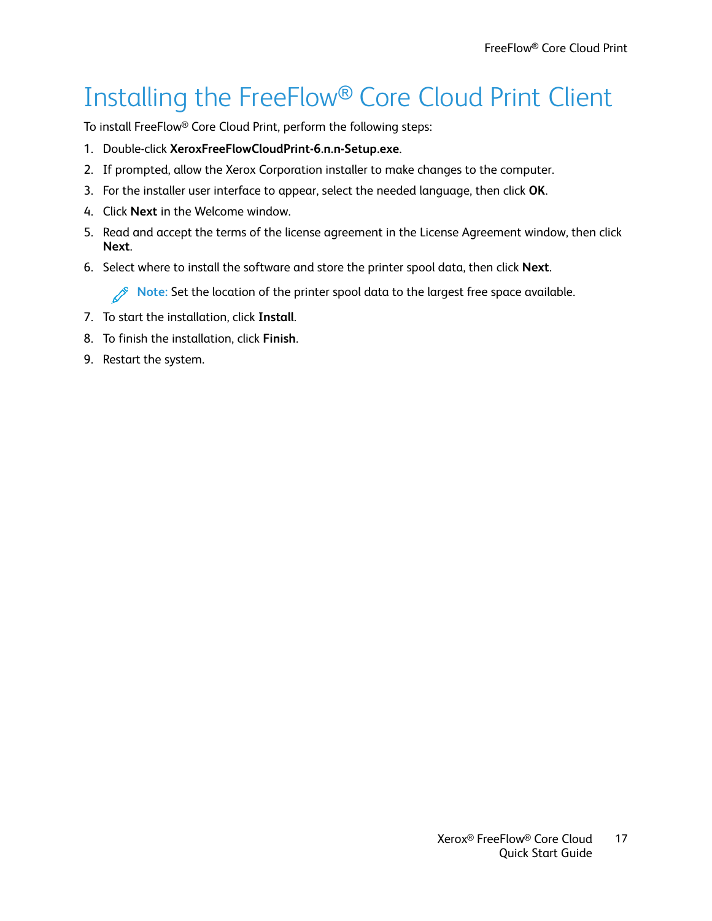# Installing the FreeFlow® Core Cloud Print Client

To install FreeFlow® Core Cloud Print, perform the following steps:

1. Double-click **XeroxFreeFlowCloudPrint-6.n.n-Setup.exe**.
2. If prompted, allow the Xerox Corporation installer to make changes to the computer.
3. For the installer user interface to appear, select the needed language, then click **OK**.
4. Click **Next** in the Welcome window.
5. Read and accept the terms of the license agreement in the License Agreement window, then click **Next**.
6. Select where to install the software and store the printer spool data, then click **Next**.

   **Note:** Set the location of the printer spool data to the largest free space available.

7. To start the installation, click **Install**.
8. To finish the installation, click **Finish**.
9. Restart the system.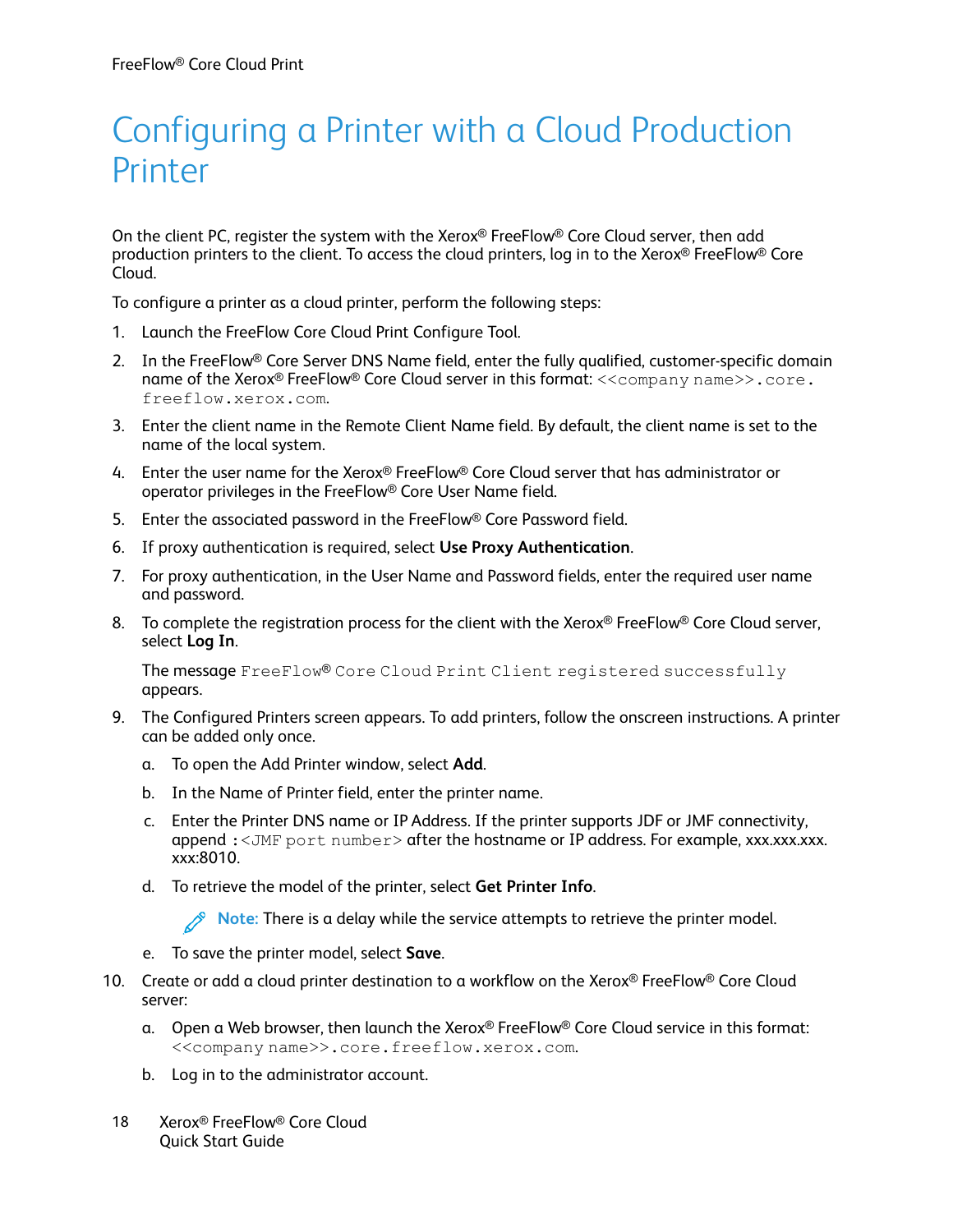# Configuring a Printer with a Cloud Production Printer

On the client PC, register the system with the Xerox® FreeFlow® Core Cloud server, then add production printers to the client. To access the cloud printers, log in to the Xerox® FreeFlow® Core Cloud.

To configure a printer as a cloud printer, perform the following steps:

1. Launch the FreeFlow Core Cloud Print Configure Tool.
2. In the FreeFlow® Core Server DNS Name field, enter the fully qualified, customer-specific domain name of the Xerox® FreeFlow® Core Cloud server in this format: `<<company name>>.core.freeflow.xerox.com`.
3. Enter the client name in the Remote Client Name field. By default, the client name is set to the name of the local system.
4. Enter the user name for the Xerox® FreeFlow® Core Cloud server that has administrator or operator privileges in the FreeFlow® Core User Name field.
5. Enter the associated password in the FreeFlow® Core Password field.
6. If proxy authentication is required, select **Use Proxy Authentication**.
7. For proxy authentication, in the User Name and Password fields, enter the required user name and password.
8. To complete the registration process for the client with the Xerox® FreeFlow® Core Cloud server, select **Log In**.

   The message `FreeFlow® Core Cloud Print Client registered successfully` appears.
9. The Configured Printers screen appears. To add printers, follow the onscreen instructions. A printer can be added only once.
   a. To open the Add Printer window, select **Add**.
   b. In the Name of Printer field, enter the printer name.
   c. Enter the Printer DNS name or IP Address. If the printer supports JDF or JMF connectivity, append `:<JMF port number>` after the hostname or IP address. For example, xxx.xxx.xxx.xxx:8010.
   d. To retrieve the model of the printer, select **Get Printer Info**.

      **Note:** There is a delay while the service attempts to retrieve the printer model.
   e. To save the printer model, select **Save**.
10. Create or add a cloud printer destination to a workflow on the Xerox® FreeFlow® Core Cloud server:
    a. Open a Web browser, then launch the Xerox® FreeFlow® Core Cloud service in this format: `<<company name>>.core.freeflow.xerox.com`.
    b. Log in to the administrator account.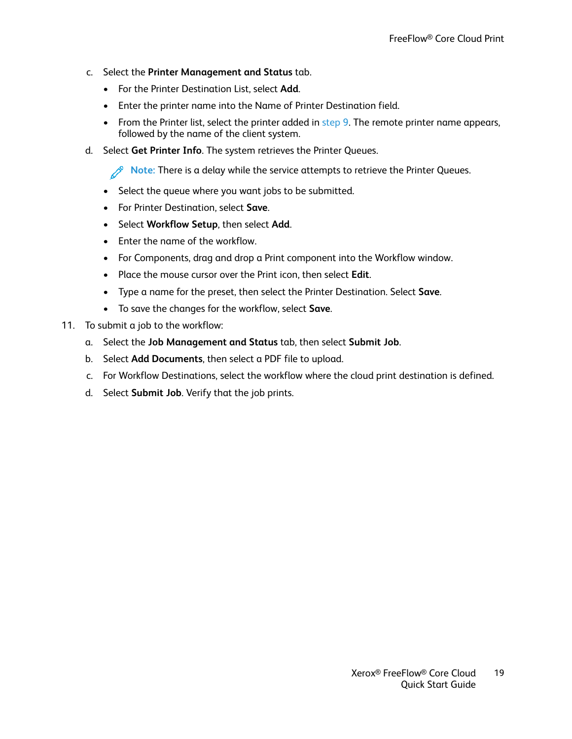c. Select the **Printer Management and Status** tab.

   - For the Printer Destination List, select **Add**.
   - Enter the printer name into the Name of Printer Destination field.
   - From the Printer list, select the printer added in step 9. The remote printer name appears, followed by the name of the client system.

d. Select **Get Printer Info**. The system retrieves the Printer Queues.

   **Note:** There is a delay while the service attempts to retrieve the Printer Queues.

   - Select the queue where you want jobs to be submitted.
   - For Printer Destination, select **Save**.
   - Select **Workflow Setup**, then select **Add**.
   - Enter the name of the workflow.
   - For Components, drag and drop a Print component into the Workflow window.
   - Place the mouse cursor over the Print icon, then select **Edit**.
   - Type a name for the preset, then select the Printer Destination. Select **Save**.
   - To save the changes for the workflow, select **Save**.

11. To submit a job to the workflow:

    a. Select the **Job Management and Status** tab, then select **Submit Job**.

    b. Select **Add Documents**, then select a PDF file to upload.

    c. For Workflow Destinations, select the workflow where the cloud print destination is defined.

    d. Select **Submit Job**. Verify that the job prints.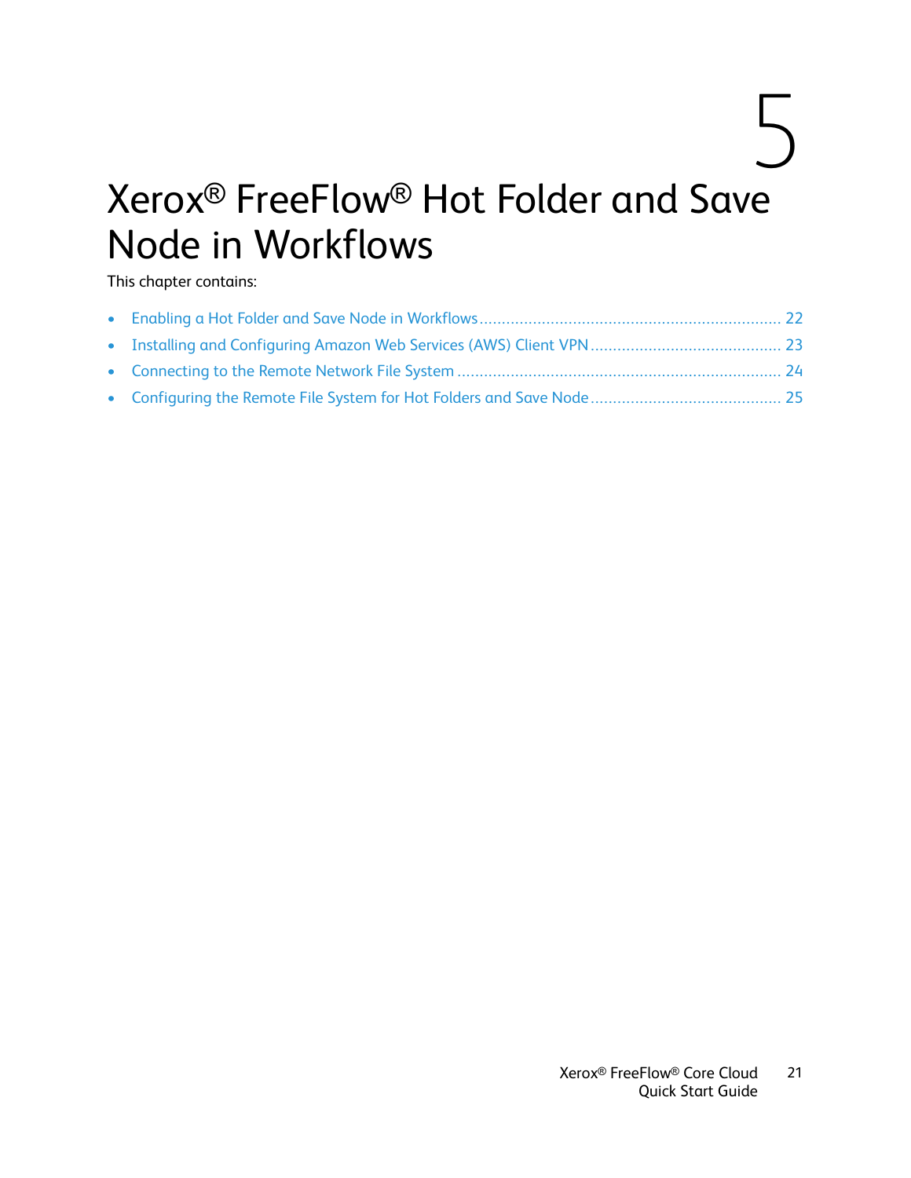# 5 Xerox® FreeFlow® Hot Folder and Save Node in Workflows

This chapter contains:

- Enabling a Hot Folder and Save Node in Workflows .................................................................... 22
- Installing and Configuring Amazon Web Services (AWS) Client VPN .......................................... 23
- Connecting to the Remote Network File System ........................................................................ 24
- Configuring the Remote File System for Hot Folders and Save Node .......................................... 25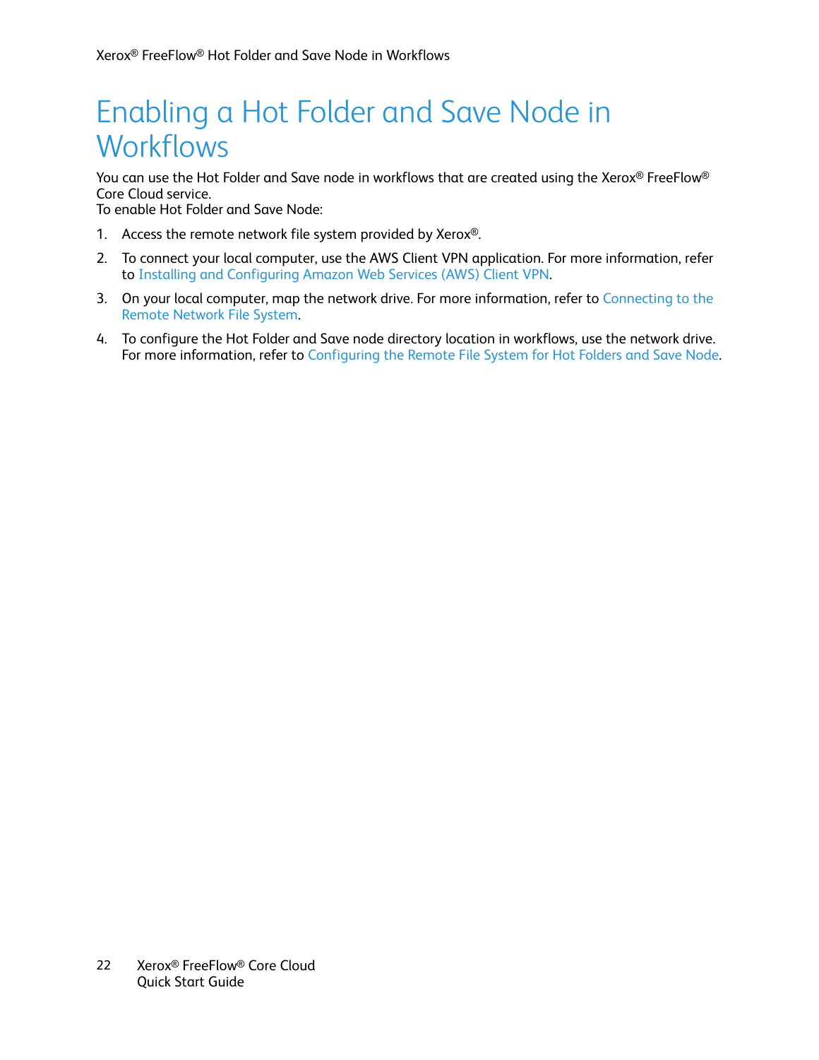# Enabling a Hot Folder and Save Node in Workflows

You can use the Hot Folder and Save node in workflows that are created using the Xerox® FreeFlow® Core Cloud service.
To enable Hot Folder and Save Node:

1. Access the remote network file system provided by Xerox®.
2. To connect your local computer, use the AWS Client VPN application. For more information, refer to Installing and Configuring Amazon Web Services (AWS) Client VPN.
3. On your local computer, map the network drive. For more information, refer to Connecting to the Remote Network File System.
4. To configure the Hot Folder and Save node directory location in workflows, use the network drive. For more information, refer to Configuring the Remote File System for Hot Folders and Save Node.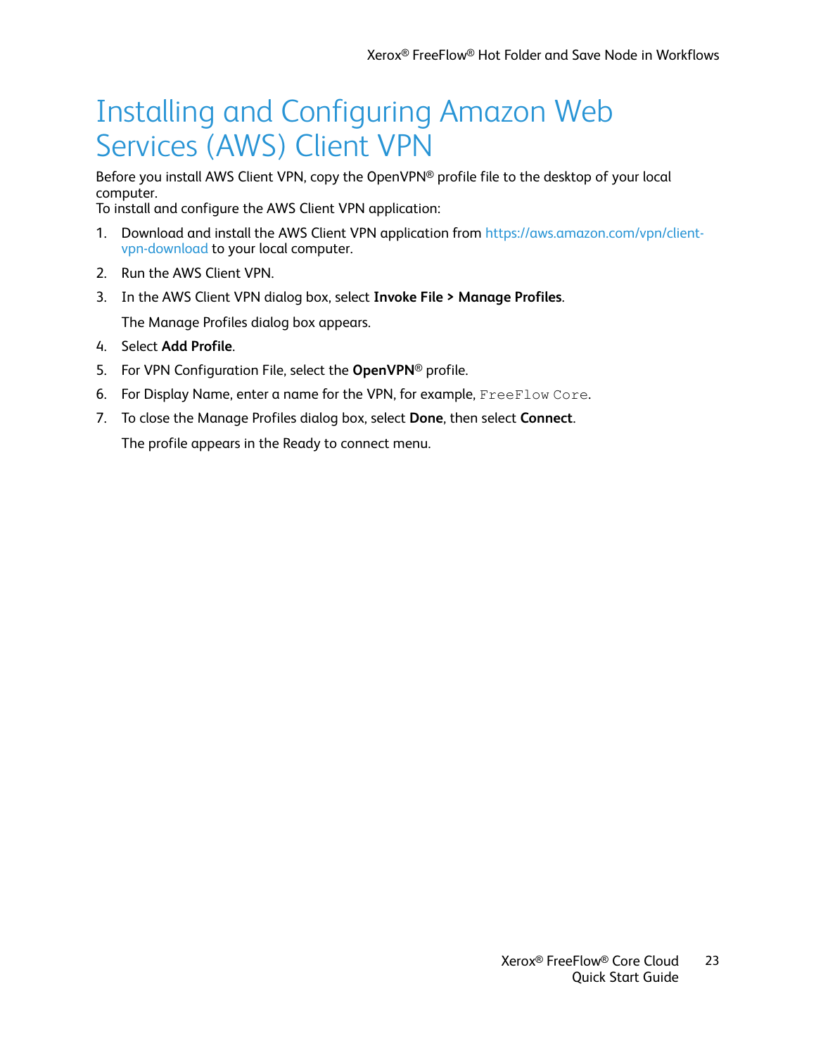# Installing and Configuring Amazon Web Services (AWS) Client VPN

Before you install AWS Client VPN, copy the OpenVPN® profile file to the desktop of your local computer.
To install and configure the AWS Client VPN application:

1. Download and install the AWS Client VPN application from https://aws.amazon.com/vpn/client-vpn-download to your local computer.
2. Run the AWS Client VPN.
3. In the AWS Client VPN dialog box, select **Invoke File > Manage Profiles**.

   The Manage Profiles dialog box appears.
4. Select **Add Profile**.
5. For VPN Configuration File, select the **OpenVPN®** profile.
6. For Display Name, enter a name for the VPN, for example, `FreeFlow Core`.
7. To close the Manage Profiles dialog box, select **Done**, then select **Connect**.

   The profile appears in the Ready to connect menu.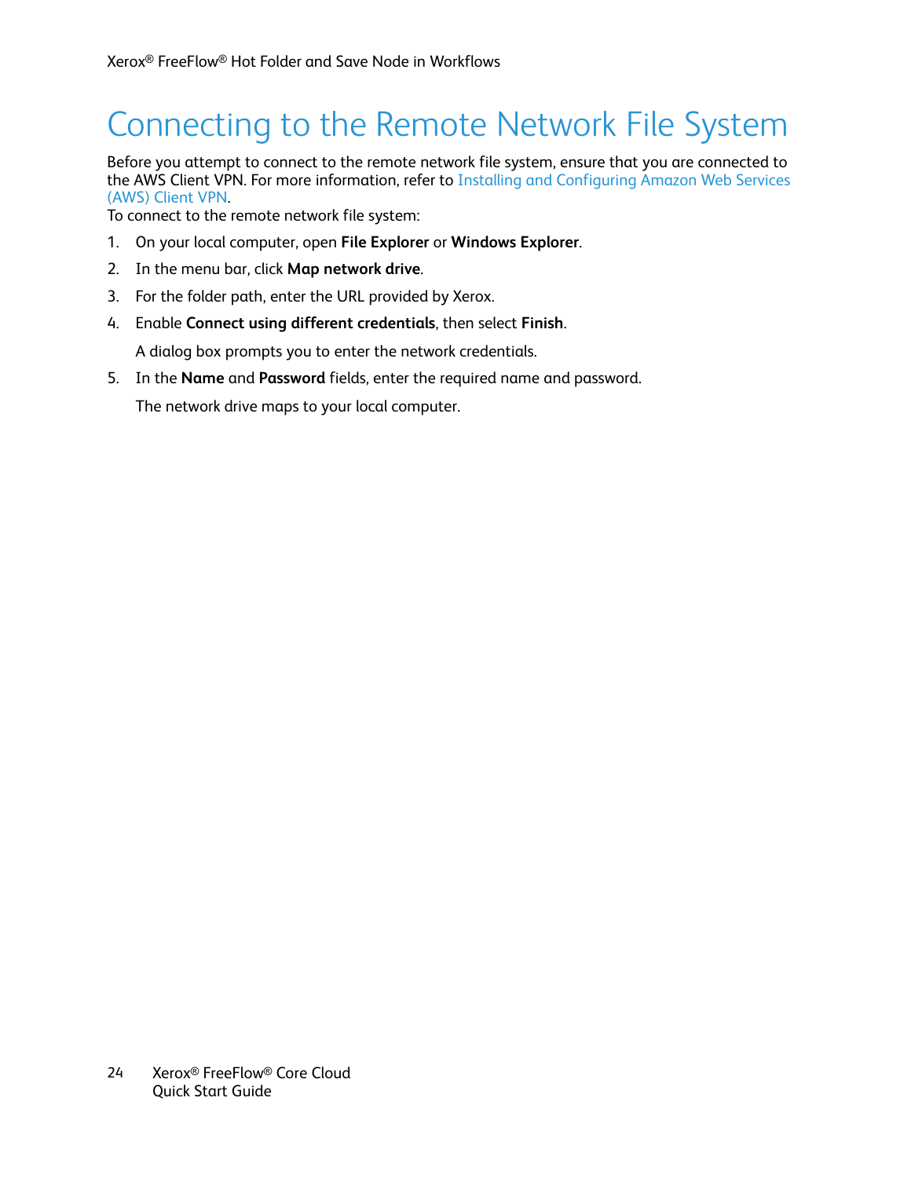# Connecting to the Remote Network File System

Before you attempt to connect to the remote network file system, ensure that you are connected to the AWS Client VPN. For more information, refer to Installing and Configuring Amazon Web Services (AWS) Client VPN.

To connect to the remote network file system:

1. On your local computer, open **File Explorer** or **Windows Explorer**.
2. In the menu bar, click **Map network drive**.
3. For the folder path, enter the URL provided by Xerox.
4. Enable **Connect using different credentials**, then select **Finish**.

   A dialog box prompts you to enter the network credentials.
5. In the **Name** and **Password** fields, enter the required name and password.

   The network drive maps to your local computer.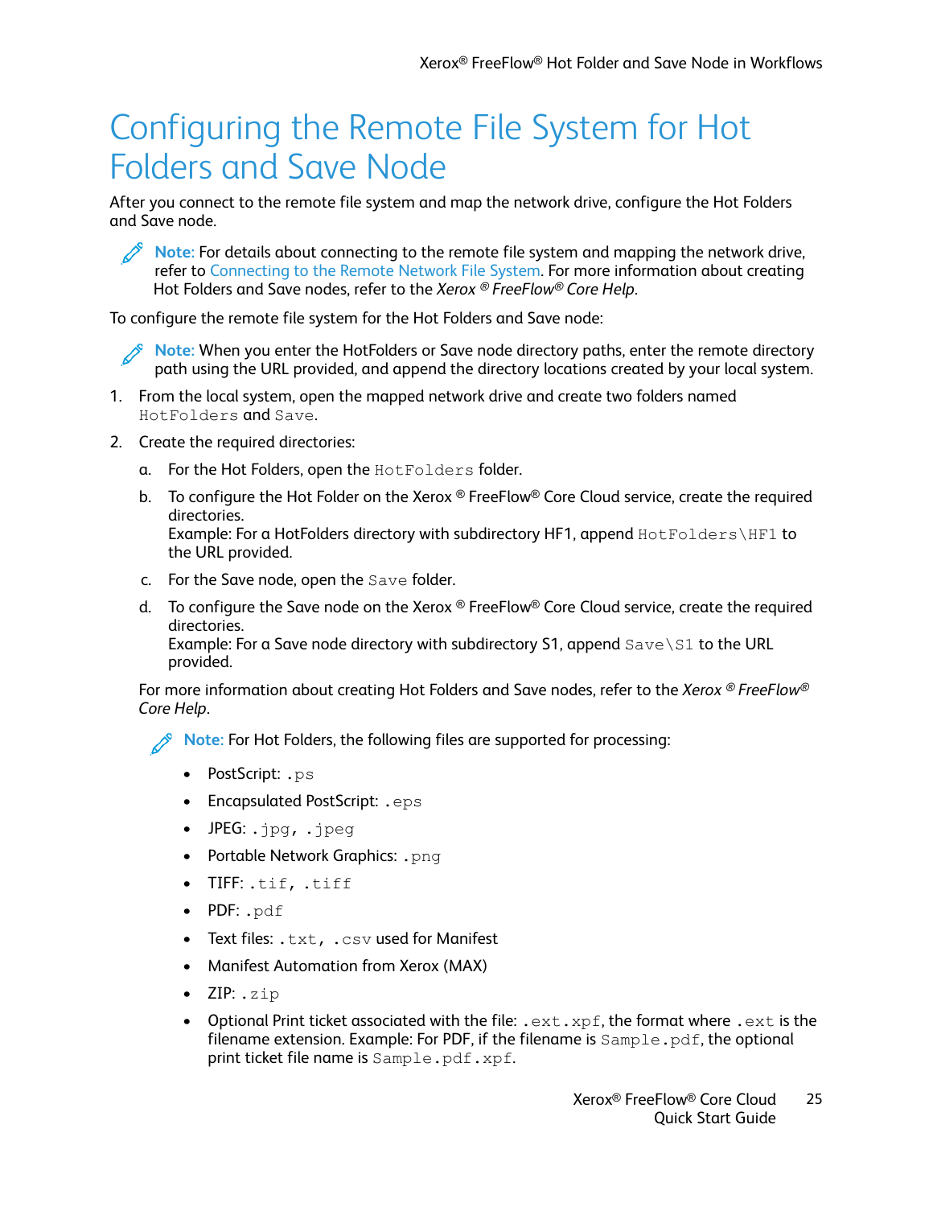# Configuring the Remote File System for Hot Folders and Save Node

After you connect to the remote file system and map the network drive, configure the Hot Folders and Save node.

> **Note:** For details about connecting to the remote file system and mapping the network drive, refer to Connecting to the Remote Network File System. For more information about creating Hot Folders and Save nodes, refer to the *Xerox ® FreeFlow® Core Help*.

To configure the remote file system for the Hot Folders and Save node:

> **Note:** When you enter the HotFolders or Save node directory paths, enter the remote directory path using the URL provided, and append the directory locations created by your local system.

1. From the local system, open the mapped network drive and create two folders named `HotFolders` and `Save`.
2. Create the required directories:
   a. For the Hot Folders, open the `HotFolders` folder.
   b. To configure the Hot Folder on the Xerox ® FreeFlow® Core Cloud service, create the required directories.
      Example: For a HotFolders directory with subdirectory HF1, append `HotFolders\HF1` to the URL provided.
   c. For the Save node, open the `Save` folder.
   d. To configure the Save node on the Xerox ® FreeFlow® Core Cloud service, create the required directories.
      Example: For a Save node directory with subdirectory S1, append `Save\S1` to the URL provided.

   For more information about creating Hot Folders and Save nodes, refer to the *Xerox ® FreeFlow® Core Help*.

   > **Note:** For Hot Folders, the following files are supported for processing:
   >
   > - PostScript: `.ps`
   > - Encapsulated PostScript: `.eps`
   > - JPEG: `.jpg, .jpeg`
   > - Portable Network Graphics: `.png`
   > - TIFF: `.tif, .tiff`
   > - PDF: `.pdf`
   > - Text files: `.txt, .csv` used for Manifest
   > - Manifest Automation from Xerox (MAX)
   > - ZIP: `.zip`
   > - Optional Print ticket associated with the file: `.ext.xpf`, the format where `.ext` is the filename extension. Example: For PDF, if the filename is `Sample.pdf`, the optional print ticket file name is `Sample.pdf.xpf`.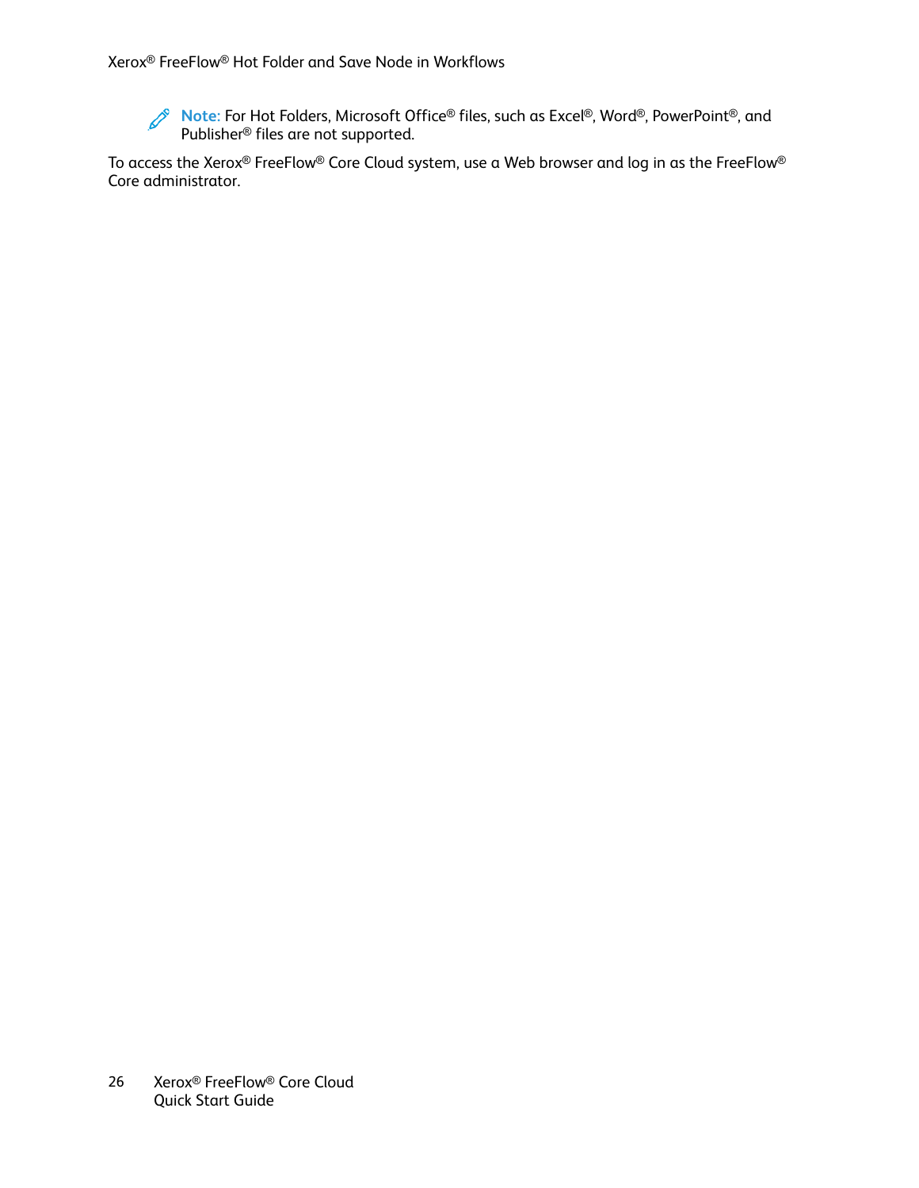**Note:** For Hot Folders, Microsoft Office® files, such as Excel®, Word®, PowerPoint®, and Publisher® files are not supported.

To access the Xerox® FreeFlow® Core Cloud system, use a Web browser and log in as the FreeFlow® Core administrator.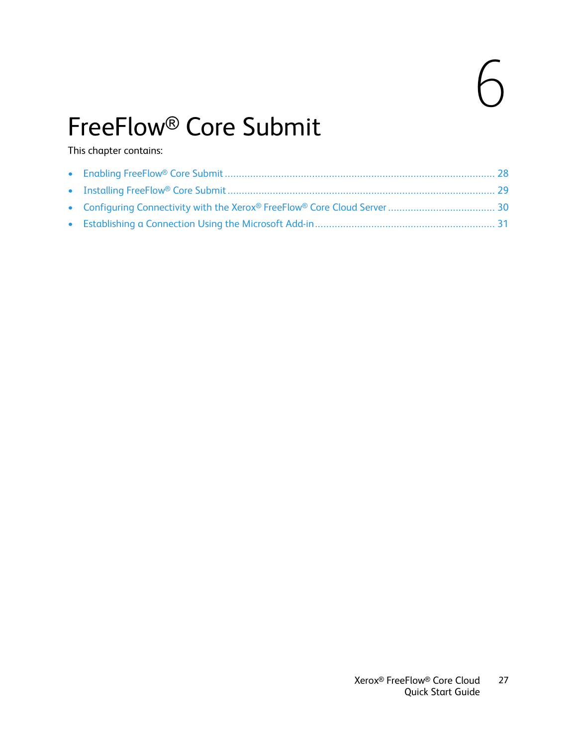# 6 FreeFlow® Core Submit

This chapter contains:

- Enabling FreeFlow® Core Submit ........................................................................................ 28
- Installing FreeFlow® Core Submit ....................................................................................... 29
- Configuring Connectivity with the Xerox® FreeFlow® Core Cloud Server ..................................... 30
- Establishing a Connection Using the Microsoft Add-in ............................................................ 31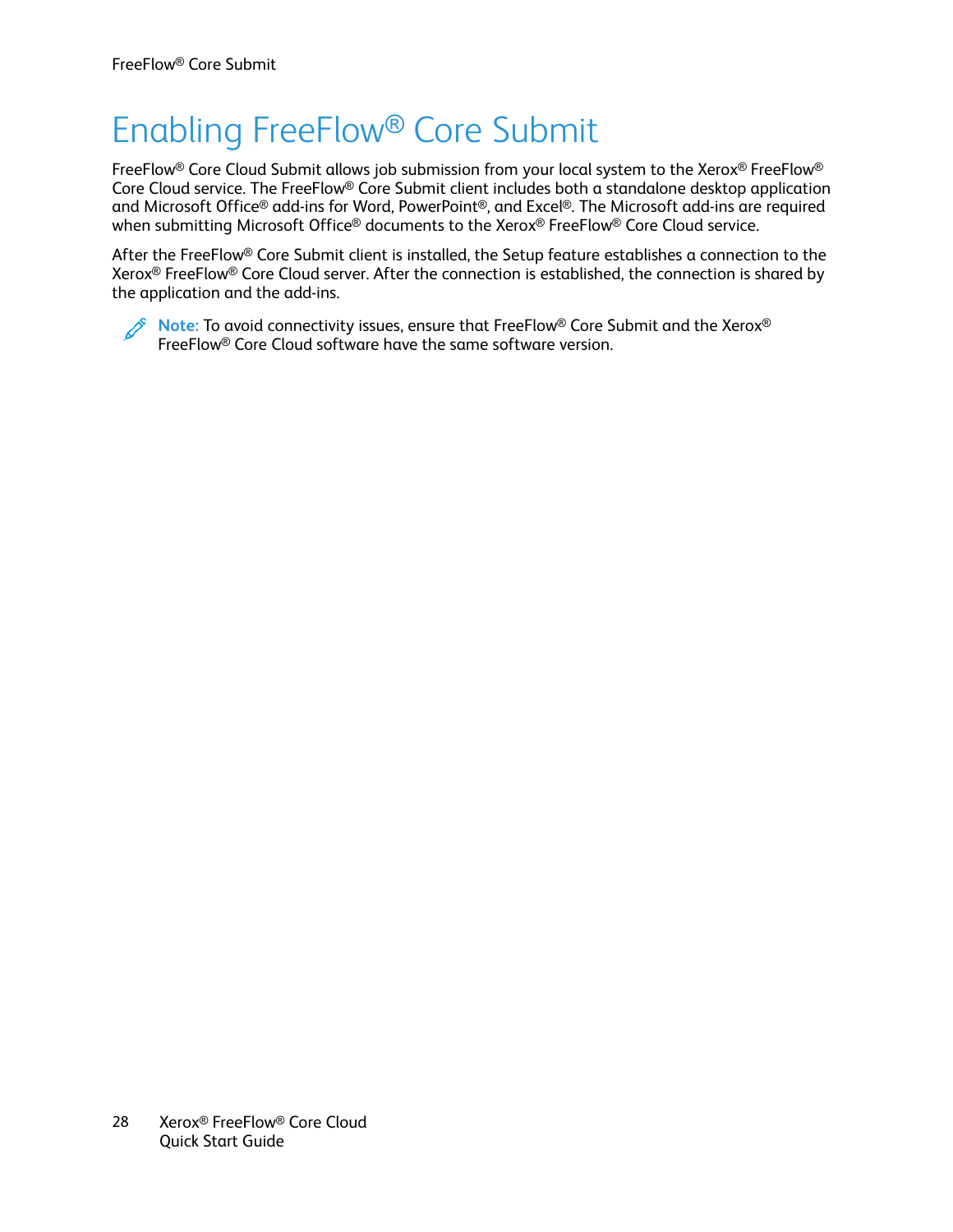# Enabling FreeFlow® Core Submit

FreeFlow® Core Cloud Submit allows job submission from your local system to the Xerox® FreeFlow® Core Cloud service. The FreeFlow® Core Submit client includes both a standalone desktop application and Microsoft Office® add-ins for Word, PowerPoint®, and Excel®. The Microsoft add-ins are required when submitting Microsoft Office® documents to the Xerox® FreeFlow® Core Cloud service.

After the FreeFlow® Core Submit client is installed, the Setup feature establishes a connection to the Xerox® FreeFlow® Core Cloud server. After the connection is established, the connection is shared by the application and the add-ins.

**Note:** To avoid connectivity issues, ensure that FreeFlow® Core Submit and the Xerox® FreeFlow® Core Cloud software have the same software version.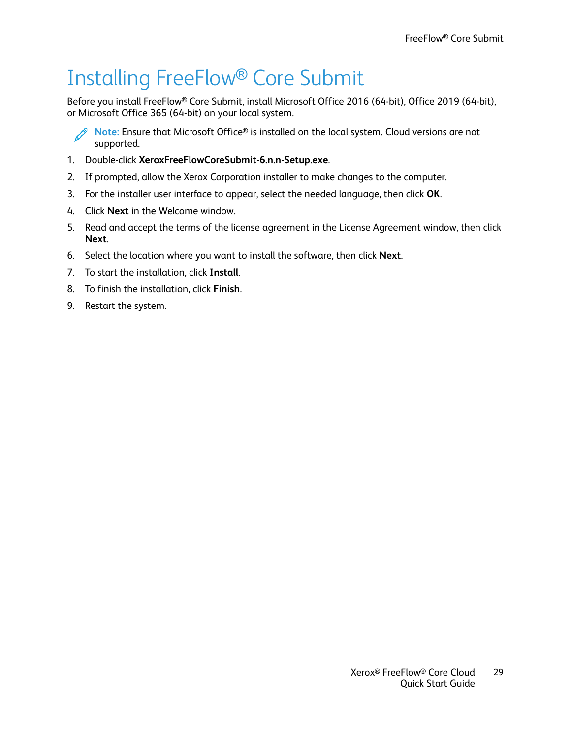# Installing FreeFlow® Core Submit

Before you install FreeFlow® Core Submit, install Microsoft Office 2016 (64-bit), Office 2019 (64-bit), or Microsoft Office 365 (64-bit) on your local system.

**Note:** Ensure that Microsoft Office® is installed on the local system. Cloud versions are not supported.

1. Double-click **XeroxFreeFlowCoreSubmit-6.n.n-Setup.exe**.
2. If prompted, allow the Xerox Corporation installer to make changes to the computer.
3. For the installer user interface to appear, select the needed language, then click **OK**.
4. Click **Next** in the Welcome window.
5. Read and accept the terms of the license agreement in the License Agreement window, then click **Next**.
6. Select the location where you want to install the software, then click **Next**.
7. To start the installation, click **Install**.
8. To finish the installation, click **Finish**.
9. Restart the system.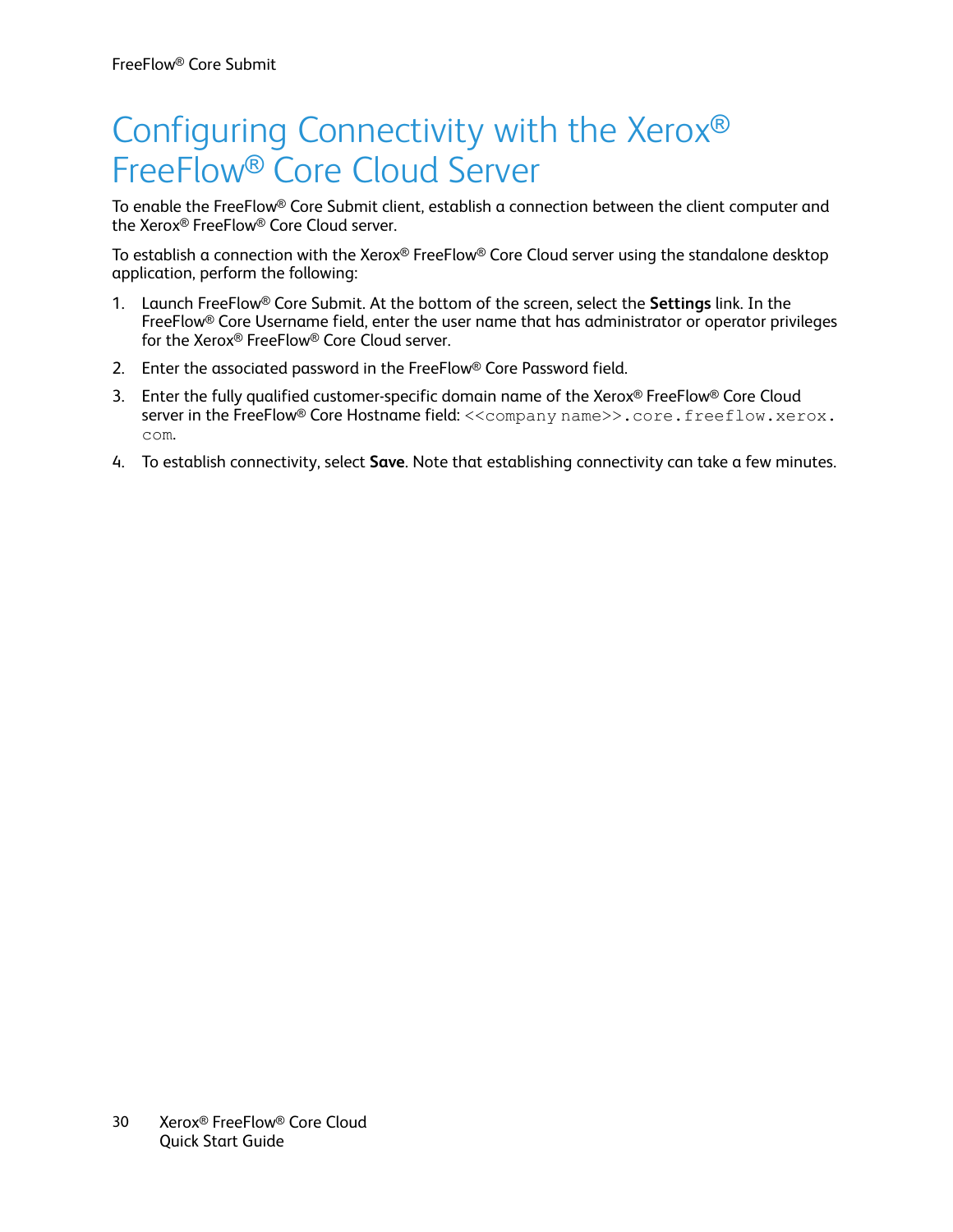# Configuring Connectivity with the Xerox® FreeFlow® Core Cloud Server

To enable the FreeFlow® Core Submit client, establish a connection between the client computer and the Xerox® FreeFlow® Core Cloud server.

To establish a connection with the Xerox® FreeFlow® Core Cloud server using the standalone desktop application, perform the following:

1. Launch FreeFlow® Core Submit. At the bottom of the screen, select the **Settings** link. In the FreeFlow® Core Username field, enter the user name that has administrator or operator privileges for the Xerox® FreeFlow® Core Cloud server.
2. Enter the associated password in the FreeFlow® Core Password field.
3. Enter the fully qualified customer-specific domain name of the Xerox® FreeFlow® Core Cloud server in the FreeFlow® Core Hostname field: `<<company name>>.core.freeflow.xerox.com`.
4. To establish connectivity, select **Save**. Note that establishing connectivity can take a few minutes.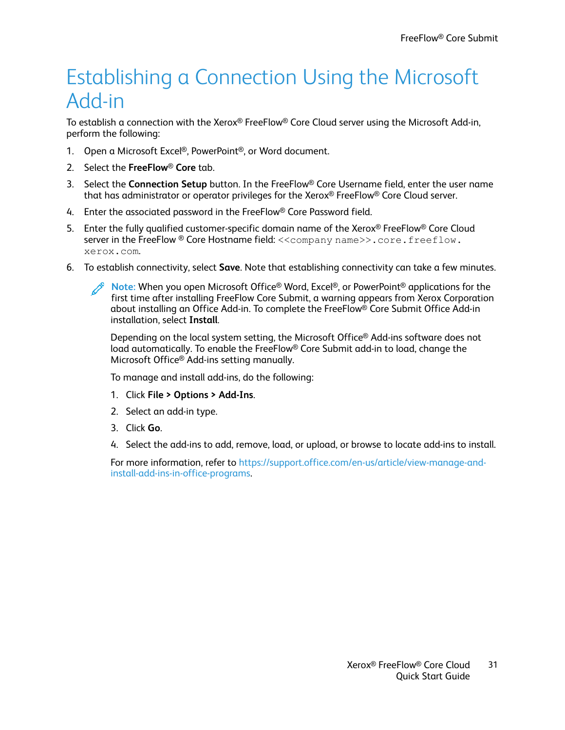# Establishing a Connection Using the Microsoft Add-in

To establish a connection with the Xerox® FreeFlow® Core Cloud server using the Microsoft Add-in, perform the following:

1. Open a Microsoft Excel®, PowerPoint®, or Word document.
2. Select the **FreeFlow® Core** tab.
3. Select the **Connection Setup** button. In the FreeFlow® Core Username field, enter the user name that has administrator or operator privileges for the Xerox® FreeFlow® Core Cloud server.
4. Enter the associated password in the FreeFlow® Core Password field.
5. Enter the fully qualified customer-specific domain name of the Xerox® FreeFlow® Core Cloud server in the FreeFlow ® Core Hostname field: `<<company name>>.core.freeflow.xerox.com`.
6. To establish connectivity, select **Save**. Note that establishing connectivity can take a few minutes.

   **Note:** When you open Microsoft Office® Word, Excel®, or PowerPoint® applications for the first time after installing FreeFlow Core Submit, a warning appears from Xerox Corporation about installing an Office Add-in. To complete the FreeFlow® Core Submit Office Add-in installation, select **Install**.

   Depending on the local system setting, the Microsoft Office® Add-ins software does not load automatically. To enable the FreeFlow® Core Submit add-in to load, change the Microsoft Office® Add-ins setting manually.

   To manage and install add-ins, do the following:

   1. Click **File > Options > Add-Ins**.
   2. Select an add-in type.
   3. Click **Go**.
   4. Select the add-ins to add, remove, load, or upload, or browse to locate add-ins to install.

   For more information, refer to https://support.office.com/en-us/article/view-manage-and-install-add-ins-in-office-programs.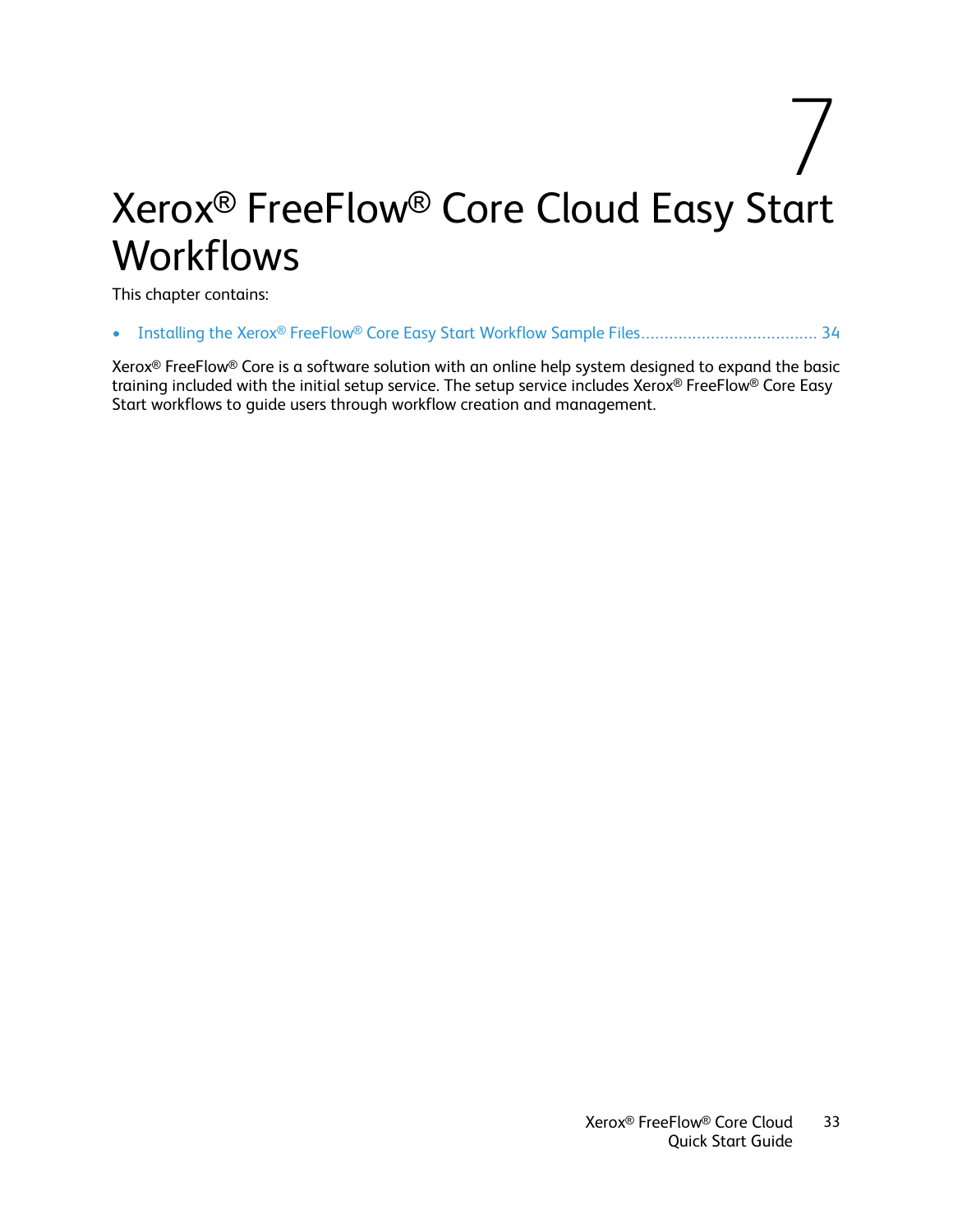# 7 Xerox® FreeFlow® Core Cloud Easy Start Workflows

This chapter contains:

- Installing the Xerox® FreeFlow® Core Easy Start Workflow Sample Files ..................................... 34

Xerox® FreeFlow® Core is a software solution with an online help system designed to expand the basic training included with the initial setup service. The setup service includes Xerox® FreeFlow® Core Easy Start workflows to guide users through workflow creation and management.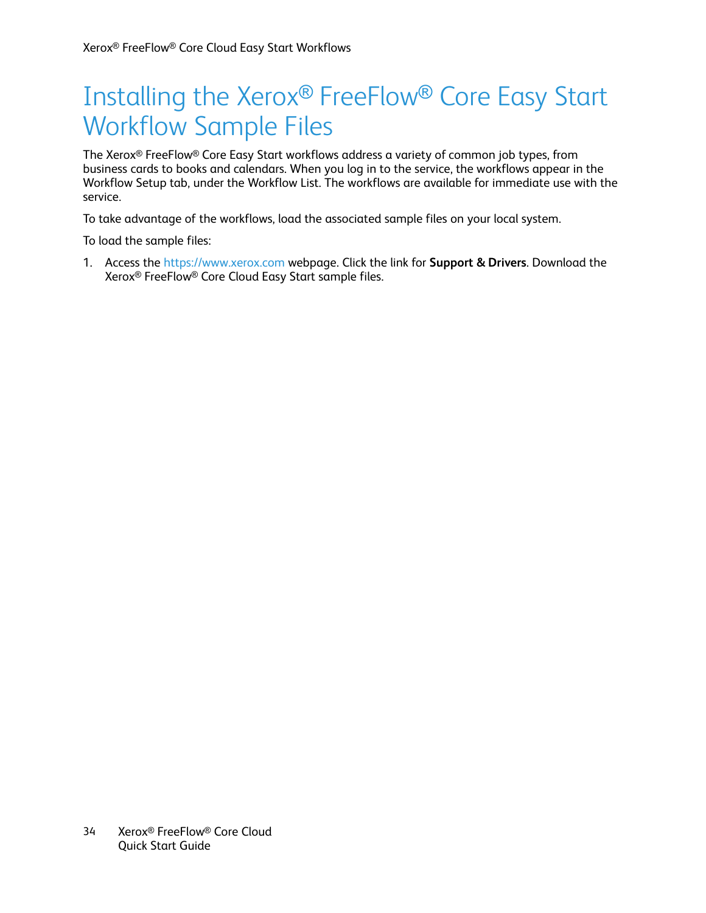# Installing the Xerox® FreeFlow® Core Easy Start Workflow Sample Files

The Xerox® FreeFlow® Core Easy Start workflows address a variety of common job types, from business cards to books and calendars. When you log in to the service, the workflows appear in the Workflow Setup tab, under the Workflow List. The workflows are available for immediate use with the service.

To take advantage of the workflows, load the associated sample files on your local system.

To load the sample files:

1. Access the https://www.xerox.com webpage. Click the link for **Support & Drivers**. Download the Xerox® FreeFlow® Core Cloud Easy Start sample files.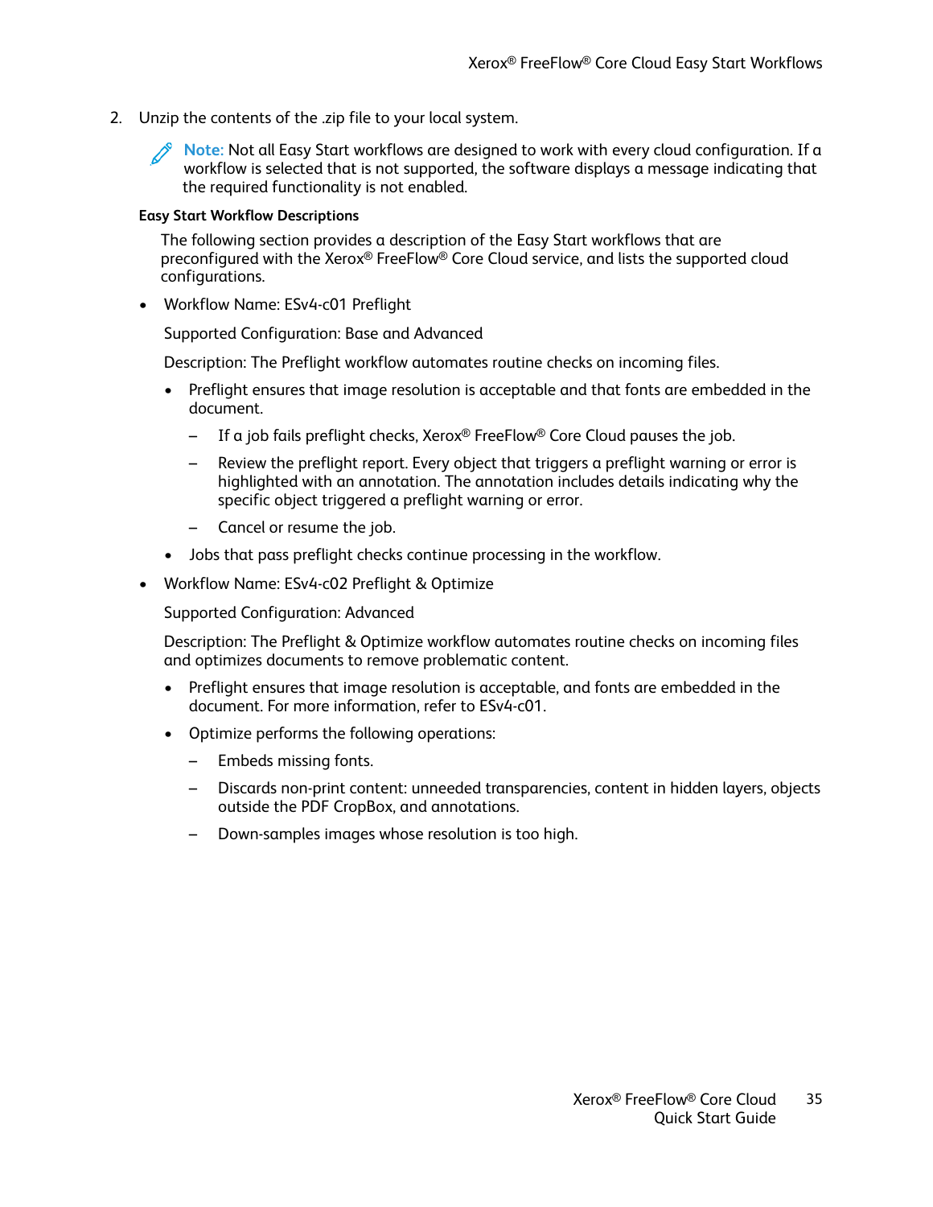2. Unzip the contents of the .zip file to your local system.

   **Note:** Not all Easy Start workflows are designed to work with every cloud configuration. If a workflow is selected that is not supported, the software displays a message indicating that the required functionality is not enabled.

#### Easy Start Workflow Descriptions

The following section provides a description of the Easy Start workflows that are preconfigured with the Xerox® FreeFlow® Core Cloud service, and lists the supported cloud configurations.

- Workflow Name: ESv4-c01 Preflight

  Supported Configuration: Base and Advanced

  Description: The Preflight workflow automates routine checks on incoming files.

  - Preflight ensures that image resolution is acceptable and that fonts are embedded in the document.
    - If a job fails preflight checks, Xerox® FreeFlow® Core Cloud pauses the job.
    - Review the preflight report. Every object that triggers a preflight warning or error is highlighted with an annotation. The annotation includes details indicating why the specific object triggered a preflight warning or error.
    - Cancel or resume the job.
  - Jobs that pass preflight checks continue processing in the workflow.

- Workflow Name: ESv4-c02 Preflight & Optimize

  Supported Configuration: Advanced

  Description: The Preflight & Optimize workflow automates routine checks on incoming files and optimizes documents to remove problematic content.

  - Preflight ensures that image resolution is acceptable, and fonts are embedded in the document. For more information, refer to ESv4-c01.
  - Optimize performs the following operations:
    - Embeds missing fonts.
    - Discards non-print content: unneeded transparencies, content in hidden layers, objects outside the PDF CropBox, and annotations.
    - Down-samples images whose resolution is too high.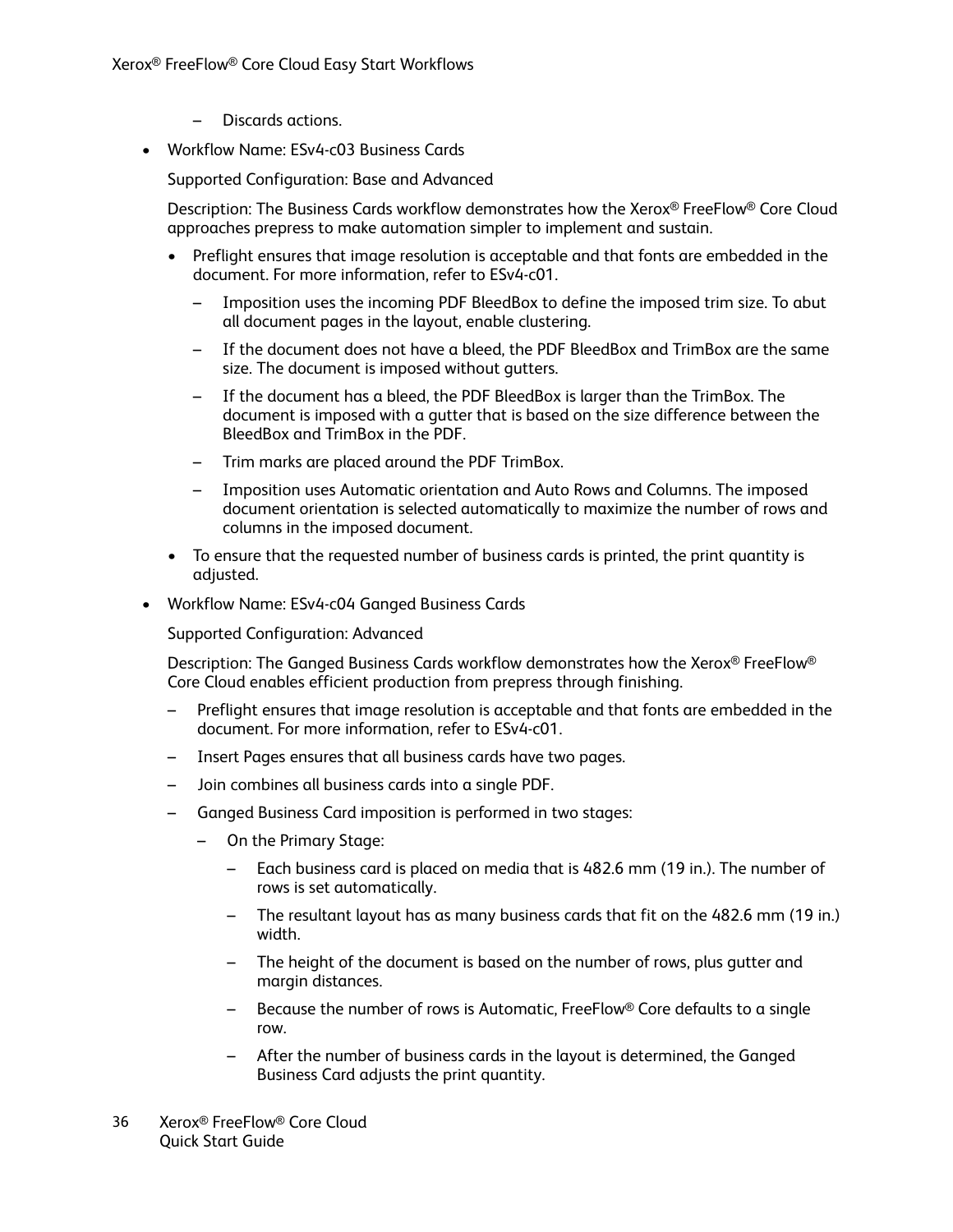- Discards actions.

- Workflow Name: ESv4-c03 Business Cards

  Supported Configuration: Base and Advanced

  Description: The Business Cards workflow demonstrates how the Xerox® FreeFlow® Core Cloud approaches prepress to make automation simpler to implement and sustain.

  - Preflight ensures that image resolution is acceptable and that fonts are embedded in the document. For more information, refer to ESv4-c01.
    - Imposition uses the incoming PDF BleedBox to define the imposed trim size. To abut all document pages in the layout, enable clustering.
    - If the document does not have a bleed, the PDF BleedBox and TrimBox are the same size. The document is imposed without gutters.
    - If the document has a bleed, the PDF BleedBox is larger than the TrimBox. The document is imposed with a gutter that is based on the size difference between the BleedBox and TrimBox in the PDF.
    - Trim marks are placed around the PDF TrimBox.
    - Imposition uses Automatic orientation and Auto Rows and Columns. The imposed document orientation is selected automatically to maximize the number of rows and columns in the imposed document.
  - To ensure that the requested number of business cards is printed, the print quantity is adjusted.

- Workflow Name: ESv4-c04 Ganged Business Cards

  Supported Configuration: Advanced

  Description: The Ganged Business Cards workflow demonstrates how the Xerox® FreeFlow® Core Cloud enables efficient production from prepress through finishing.

  - Preflight ensures that image resolution is acceptable and that fonts are embedded in the document. For more information, refer to ESv4-c01.
  - Insert Pages ensures that all business cards have two pages.
  - Join combines all business cards into a single PDF.
  - Ganged Business Card imposition is performed in two stages:
    - On the Primary Stage:
      - Each business card is placed on media that is 482.6 mm (19 in.). The number of rows is set automatically.
      - The resultant layout has as many business cards that fit on the 482.6 mm (19 in.) width.
      - The height of the document is based on the number of rows, plus gutter and margin distances.
      - Because the number of rows is Automatic, FreeFlow® Core defaults to a single row.
      - After the number of business cards in the layout is determined, the Ganged Business Card adjusts the print quantity.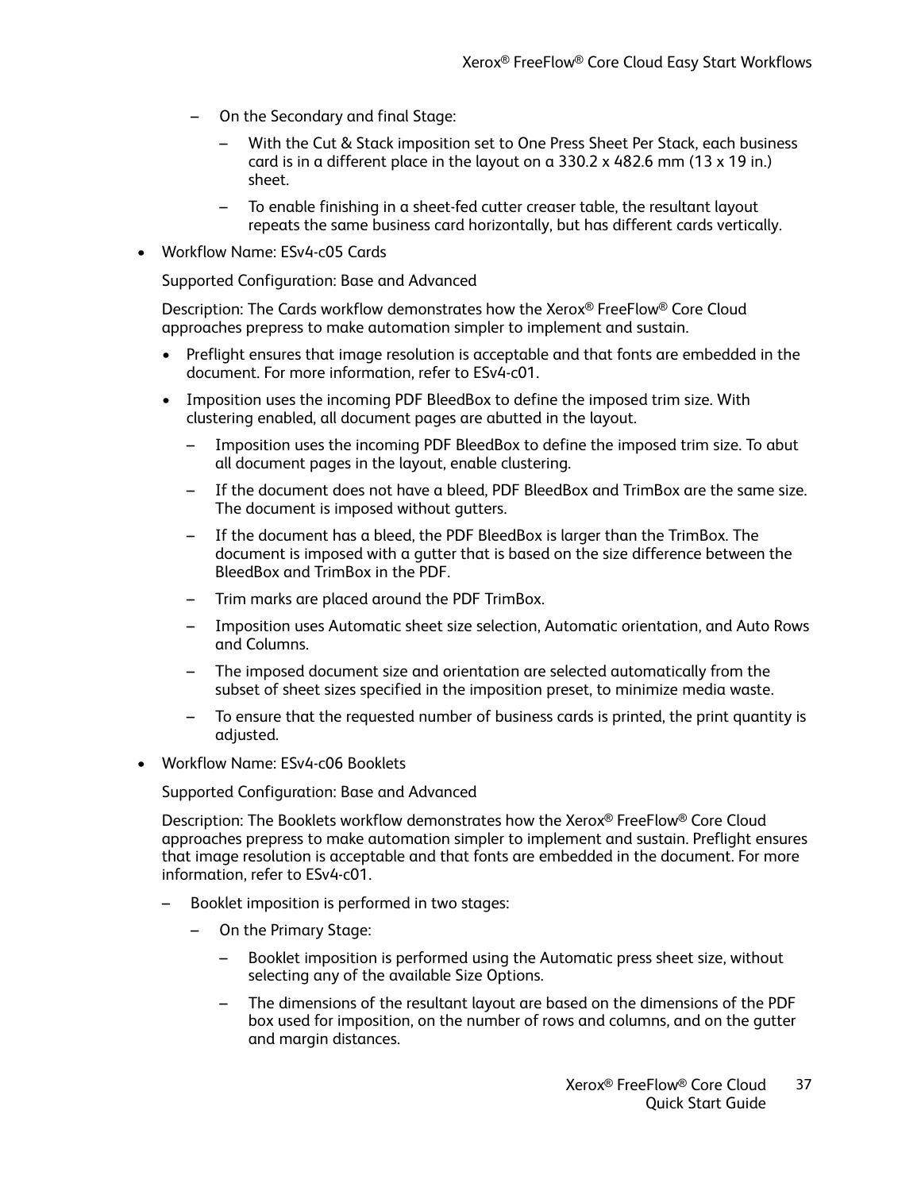- On the Secondary and final Stage:
  - With the Cut & Stack imposition set to One Press Sheet Per Stack, each business card is in a different place in the layout on a 330.2 x 482.6 mm (13 x 19 in.) sheet.
  - To enable finishing in a sheet-fed cutter creaser table, the resultant layout repeats the same business card horizontally, but has different cards vertically.

- Workflow Name: ESv4-c05 Cards

  Supported Configuration: Base and Advanced

  Description: The Cards workflow demonstrates how the Xerox® FreeFlow® Core Cloud approaches prepress to make automation simpler to implement and sustain.

  - Preflight ensures that image resolution is acceptable and that fonts are embedded in the document. For more information, refer to ESv4-c01.
  - Imposition uses the incoming PDF BleedBox to define the imposed trim size. With clustering enabled, all document pages are abutted in the layout.
    - Imposition uses the incoming PDF BleedBox to define the imposed trim size. To abut all document pages in the layout, enable clustering.
    - If the document does not have a bleed, PDF BleedBox and TrimBox are the same size. The document is imposed without gutters.
    - If the document has a bleed, the PDF BleedBox is larger than the TrimBox. The document is imposed with a gutter that is based on the size difference between the BleedBox and TrimBox in the PDF.
    - Trim marks are placed around the PDF TrimBox.
    - Imposition uses Automatic sheet size selection, Automatic orientation, and Auto Rows and Columns.
    - The imposed document size and orientation are selected automatically from the subset of sheet sizes specified in the imposition preset, to minimize media waste.
    - To ensure that the requested number of business cards is printed, the print quantity is adjusted.

- Workflow Name: ESv4-c06 Booklets

  Supported Configuration: Base and Advanced

  Description: The Booklets workflow demonstrates how the Xerox® FreeFlow® Core Cloud approaches prepress to make automation simpler to implement and sustain. Preflight ensures that image resolution is acceptable and that fonts are embedded in the document. For more information, refer to ESv4-c01.

  - Booklet imposition is performed in two stages:
    - On the Primary Stage:
      - Booklet imposition is performed using the Automatic press sheet size, without selecting any of the available Size Options.
      - The dimensions of the resultant layout are based on the dimensions of the PDF box used for imposition, on the number of rows and columns, and on the gutter and margin distances.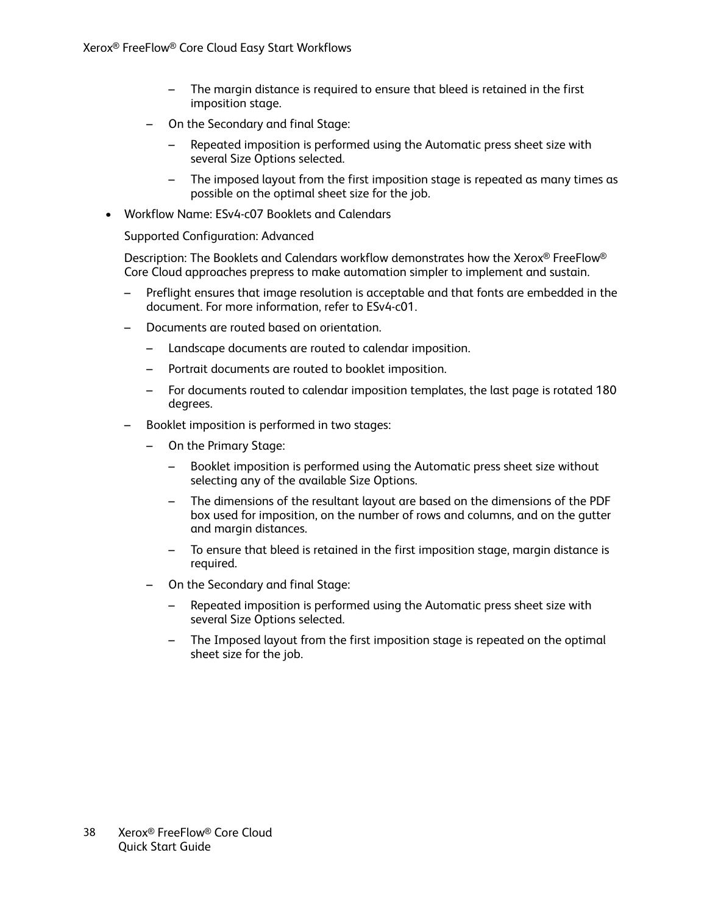- The margin distance is required to ensure that bleed is retained in the first imposition stage.
  - On the Secondary and final Stage:
    - Repeated imposition is performed using the Automatic press sheet size with several Size Options selected.
    - The imposed layout from the first imposition stage is repeated as many times as possible on the optimal sheet size for the job.

- Workflow Name: ESv4-c07 Booklets and Calendars

  Supported Configuration: Advanced

  Description: The Booklets and Calendars workflow demonstrates how the Xerox® FreeFlow® Core Cloud approaches prepress to make automation simpler to implement and sustain.

  - Preflight ensures that image resolution is acceptable and that fonts are embedded in the document. For more information, refer to ESv4-c01.
  - Documents are routed based on orientation.
    - Landscape documents are routed to calendar imposition.
    - Portrait documents are routed to booklet imposition.
    - For documents routed to calendar imposition templates, the last page is rotated 180 degrees.
  - Booklet imposition is performed in two stages:
    - On the Primary Stage:
      - Booklet imposition is performed using the Automatic press sheet size without selecting any of the available Size Options.
      - The dimensions of the resultant layout are based on the dimensions of the PDF box used for imposition, on the number of rows and columns, and on the gutter and margin distances.
      - To ensure that bleed is retained in the first imposition stage, margin distance is required.
    - On the Secondary and final Stage:
      - Repeated imposition is performed using the Automatic press sheet size with several Size Options selected.
      - The Imposed layout from the first imposition stage is repeated on the optimal sheet size for the job.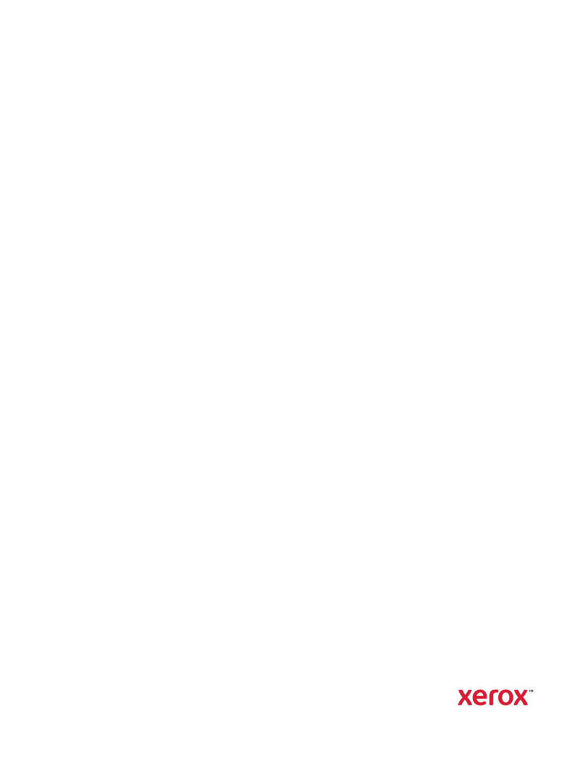xerox™